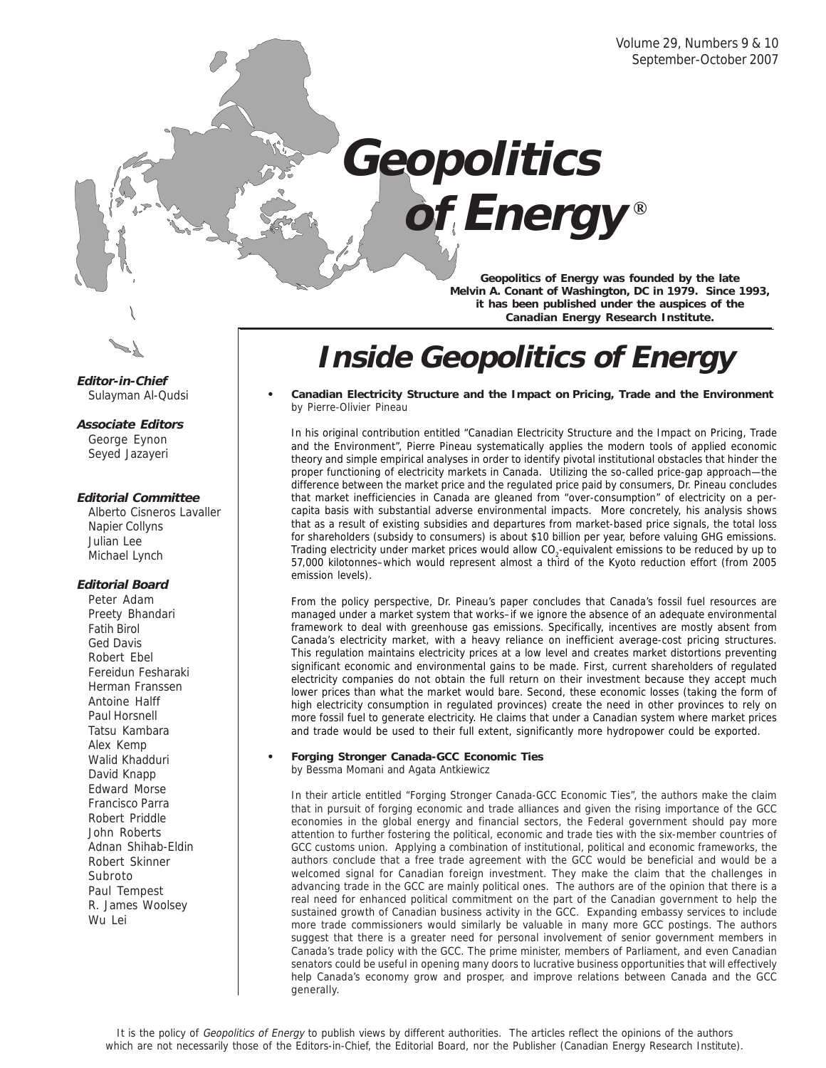Volume 29, Numbers 9 & 10
September-October 2007

# Geopolitics of Energy®

**Geopolitics of Energy was founded by the late Melvin A. Conant of Washington, DC in 1979. Since 1993, it has been published under the auspices of the Canadian Energy Research Institute.**

**Editor-in-Chief**
Sulayman Al-Qudsi

**Associate Editors**
George Eynon
Seyed Jazayeri

**Editorial Committee**
Alberto Cisneros Lavaller
Napier Collyns
Julian Lee
Michael Lynch

**Editorial Board**
Peter Adam
Preety Bhandari
Fatih Birol
Ged Davis
Robert Ebel
Fereidun Fesharaki
Herman Franssen
Antoine Halff
Paul Horsnell
Tatsu Kambara
Alex Kemp
Walid Khadduri
David Knapp
Edward Morse
Francisco Parra
Robert Priddle
John Roberts
Adnan Shihab-Eldin
Robert Skinner
Subroto
Paul Tempest
R. James Woolsey
Wu Lei

## Inside Geopolitics of Energy

- **Canadian Electricity Structure and the Impact on Pricing, Trade and the Environment**
by Pierre-Olivier Pineau

In his original contribution entitled "Canadian Electricity Structure and the Impact on Pricing, Trade and the Environment", Pierre Pineau systematically applies the modern tools of applied economic theory and simple empirical analyses in order to identify pivotal institutional obstacles that hinder the proper functioning of electricity markets in Canada. Utilizing the so-called price-gap approach—the difference between the market price and the regulated price paid by consumers, Dr. Pineau concludes that market inefficiencies in Canada are gleaned from "over-consumption" of electricity on a per-capita basis with substantial adverse environmental impacts. More concretely, his analysis shows that as a result of existing subsidies and departures from market-based price signals, the total loss for shareholders (subsidy to consumers) is about \$10 billion per year, before valuing GHG emissions. Trading electricity under market prices would allow $CO_2$-equivalent emissions to be reduced by up to 57,000 kilotonnes–which would represent almost a third of the Kyoto reduction effort (from 2005 emission levels).

From the policy perspective, Dr. Pineau's paper concludes that Canada's fossil fuel resources are managed under a market system that works–if we ignore the absence of an adequate environmental framework to deal with greenhouse gas emissions. Specifically, incentives are mostly absent from Canada's electricity market, with a heavy reliance on inefficient average-cost pricing structures. This regulation maintains electricity prices at a low level and creates market distortions preventing significant economic and environmental gains to be made. First, current shareholders of regulated electricity companies do not obtain the full return on their investment because they accept much lower prices than what the market would bare. Second, these economic losses (taking the form of high electricity consumption in regulated provinces) create the need in other provinces to rely on more fossil fuel to generate electricity. He claims that under a Canadian system where market prices and trade would be used to their full extent, significantly more hydropower could be exported.

- **Forging Stronger Canada-GCC Economic Ties**
by Bessma Momani and Agata Antkiewicz

In their article entitled "Forging Stronger Canada-GCC Economic Ties", the authors make the claim that in pursuit of forging economic and trade alliances and given the rising importance of the GCC economies in the global energy and financial sectors, the Federal government should pay more attention to further fostering the political, economic and trade ties with the six-member countries of GCC customs union. Applying a combination of institutional, political and economic frameworks, the authors conclude that a free trade agreement with the GCC would be beneficial and would be a welcomed signal for Canadian foreign investment. They make the claim that the challenges in advancing trade in the GCC are mainly political ones. The authors are of the opinion that there is a real need for enhanced political commitment on the part of the Canadian government to help the sustained growth of Canadian business activity in the GCC. Expanding embassy services to include more trade commissioners would similarly be valuable in many more GCC postings. The authors suggest that there is a greater need for personal involvement of senior government members in Canada's trade policy with the GCC. The prime minister, members of Parliament, and even Canadian senators could be useful in opening many doors to lucrative business opportunities that will effectively help Canada's economy grow and prosper, and improve relations between Canada and the GCC generally.

It is the policy of *Geopolitics of Energy* to publish views by different authorities. The articles reflect the opinions of the authors which are not necessarily those of the Editors-in-Chief, the Editorial Board, nor the Publisher (Canadian Energy Research Institute).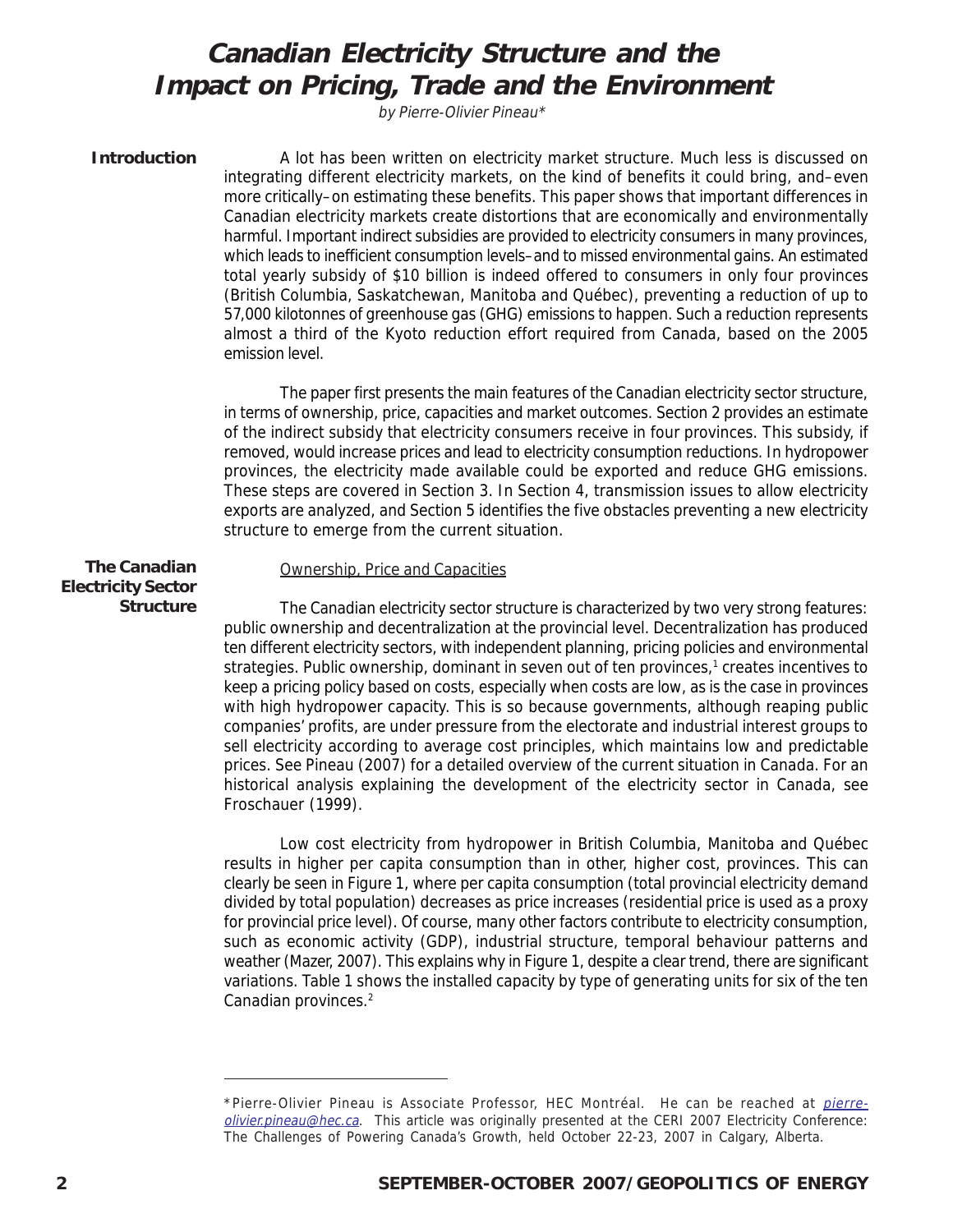# Canadian Electricity Structure and the Impact on Pricing, Trade and the Environment

*by Pierre-Olivier Pineau**

## Introduction

A lot has been written on electricity market structure. Much less is discussed on integrating different electricity markets, on the kind of benefits it could bring, and–even more critically–on estimating these benefits. This paper shows that important differences in Canadian electricity markets create distortions that are economically and environmentally harmful. Important indirect subsidies are provided to electricity consumers in many provinces, which leads to inefficient consumption levels–and to missed environmental gains. An estimated total yearly subsidy of $10 billion is indeed offered to consumers in only four provinces (British Columbia, Saskatchewan, Manitoba and Québec), preventing a reduction of up to 57,000 kilotonnes of greenhouse gas (GHG) emissions to happen. Such a reduction represents almost a third of the Kyoto reduction effort required from Canada, based on the 2005 emission level.

The paper first presents the main features of the Canadian electricity sector structure, in terms of ownership, price, capacities and market outcomes. Section 2 provides an estimate of the indirect subsidy that electricity consumers receive in four provinces. This subsidy, if removed, would increase prices and lead to electricity consumption reductions. In hydropower provinces, the electricity made available could be exported and reduce GHG emissions. These steps are covered in Section 3. In Section 4, transmission issues to allow electricity exports are analyzed, and Section 5 identifies the five obstacles preventing a new electricity structure to emerge from the current situation.

## The Canadian Electricity Sector Structure

### Ownership, Price and Capacities

The Canadian electricity sector structure is characterized by two very strong features: public ownership and decentralization at the provincial level. Decentralization has produced ten different electricity sectors, with independent planning, pricing policies and environmental strategies. Public ownership, dominant in seven out of ten provinces,[1] creates incentives to keep a pricing policy based on costs, especially when costs are low, as is the case in provinces with high hydropower capacity. This is so because governments, although reaping public companies' profits, are under pressure from the electorate and industrial interest groups to sell electricity according to average cost principles, which maintains low and predictable prices. See Pineau (2007) for a detailed overview of the current situation in Canada. For an historical analysis explaining the development of the electricity sector in Canada, see Froschauer (1999).

Low cost electricity from hydropower in British Columbia, Manitoba and Québec results in higher per capita consumption than in other, higher cost, provinces. This can clearly be seen in Figure 1, where per capita consumption (total provincial electricity demand divided by total population) decreases as price increases (residential price is used as a proxy for provincial price level). Of course, many other factors contribute to electricity consumption, such as economic activity (GDP), industrial structure, temporal behaviour patterns and weather (Mazer, 2007). This explains why in Figure 1, despite a clear trend, there are significant variations. Table 1 shows the installed capacity by type of generating units for six of the ten Canadian provinces.[2]

---

*Pierre-Olivier Pineau is Associate Professor, HEC Montréal. He can be reached at pierre-olivier.pineau@hec.ca. This article was originally presented at the CERI 2007 Electricity Conference: The Challenges of Powering Canada's Growth, held October 22-23, 2007 in Calgary, Alberta.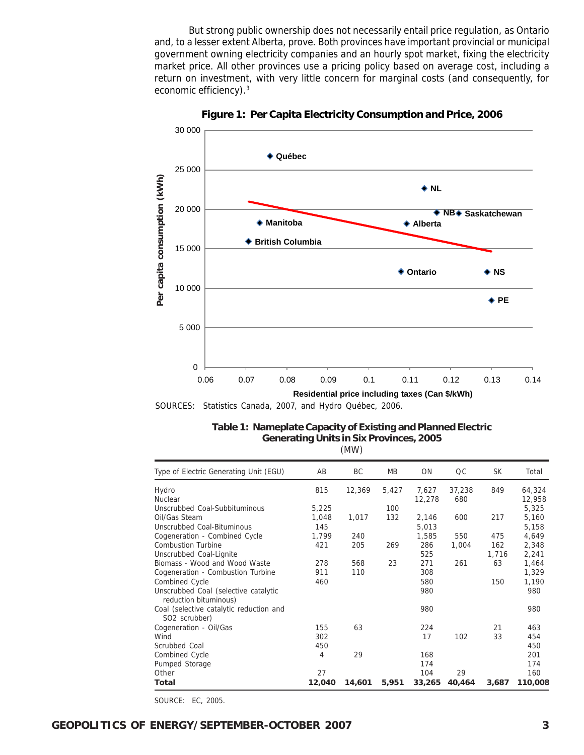But strong public ownership does not necessarily entail price regulation, as Ontario and, to a lesser extent Alberta, prove. Both provinces have important provincial or municipal government owning electricity companies and an hourly spot market, fixing the electricity market price. All other provinces use a pricing policy based on average cost, including a return on investment, with very little concern for marginal costs (and consequently, for economic efficiency).[3]

**Figure 1: Per Capita Electricity Consumption and Price, 2006**

SOURCES: Statistics Canada, 2007, and Hydro Québec, 2006.

**Table 1: Nameplate Capacity of Existing and Planned Electric Generating Units in Six Provinces, 2005**
(MW)

| Type of Electric Generating Unit (EGU) | AB | BC | MB | ON | QC | SK | Total |
|---|---|---|---|---|---|---|---|
| Hydro | 815 | 12,369 | 5,427 | 7,627 | 37,238 | 849 | 64,324 |
| Nuclear | | | | 12,278 | 680 | | 12,958 |
| Unscrubbed Coal-Subbituminous | 5,225 | | 100 | | | | 5,325 |
| Oil/Gas Steam | 1,048 | 1,017 | 132 | 2,146 | 600 | 217 | 5,160 |
| Unscrubbed Coal-Bituminous | 145 | | | 5,013 | | | 5,158 |
| Cogeneration - Combined Cycle | 1,799 | 240 | | 1,585 | 550 | 475 | 4,649 |
| Combustion Turbine | 421 | 205 | 269 | 286 | 1,004 | 162 | 2,348 |
| Unscrubbed Coal-Lignite | | | | 525 | | 1,716 | 2,241 |
| Biomass - Wood and Wood Waste | 278 | 568 | 23 | 271 | 261 | 63 | 1,464 |
| Cogeneration - Combustion Turbine | 911 | 110 | | 308 | | | 1,329 |
| Combined Cycle | 460 | | | 580 | | 150 | 1,190 |
| Unscrubbed Coal (selective catalytic reduction bituminous) | | | | 980 | | | 980 |
| Coal (selective catalytic reduction and SO2 scrubber) | | | | 980 | | | 980 |
| Cogeneration - Oil/Gas | 155 | 63 | | 224 | | 21 | 463 |
| Wind | 302 | | | 17 | 102 | 33 | 454 |
| Scrubbed Coal | 450 | | | | | | 450 |
| Combined Cycle | 4 | 29 | | 168 | | | 201 |
| Pumped Storage | | | | 174 | | | 174 |
| Other | 27 | | | 104 | 29 | | 160 |
| **Total** | **12,040** | **14,601** | **5,951** | **33,265** | **40,464** | **3,687** | **110,008** |

SOURCE: EC, 2005.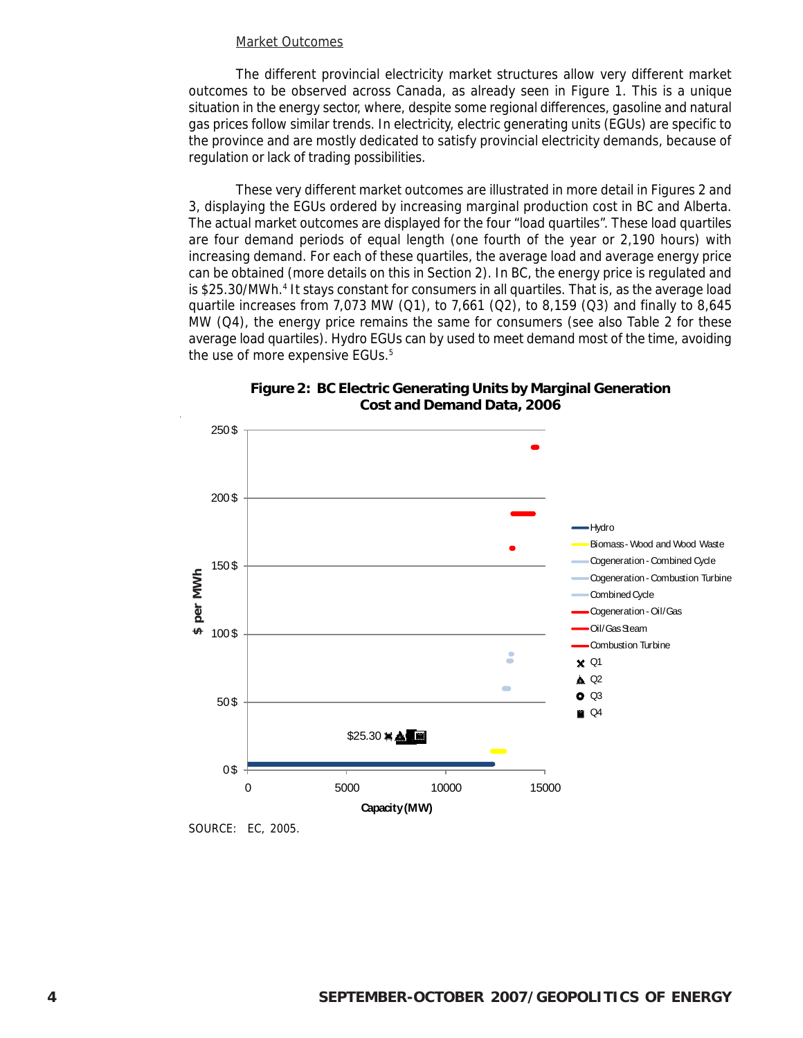Market Outcomes

The different provincial electricity market structures allow very different market outcomes to be observed across Canada, as already seen in Figure 1. This is a unique situation in the energy sector, where, despite some regional differences, gasoline and natural gas prices follow similar trends. In electricity, electric generating units (EGUs) are specific to the province and are mostly dedicated to satisfy provincial electricity demands, because of regulation or lack of trading possibilities.

These very different market outcomes are illustrated in more detail in Figures 2 and 3, displaying the EGUs ordered by increasing marginal production cost in BC and Alberta. The actual market outcomes are displayed for the four "load quartiles". These load quartiles are four demand periods of equal length (one fourth of the year or 2,190 hours) with increasing demand. For each of these quartiles, the average load and average energy price can be obtained (more details on this in Section 2). In BC, the energy price is regulated and is $25.30/MWh.[4] It stays constant for consumers in all quartiles. That is, as the average load quartile increases from 7,073 MW (Q1), to 7,661 (Q2), to 8,159 (Q3) and finally to 8,645 MW (Q4), the energy price remains the same for consumers (see also Table 2 for these average load quartiles). Hydro EGUs can by used to meet demand most of the time, avoiding the use of more expensive EGUs.[5]

**Figure 2: BC Electric Generating Units by Marginal Generation Cost and Demand Data, 2006**

SOURCE: EC, 2005.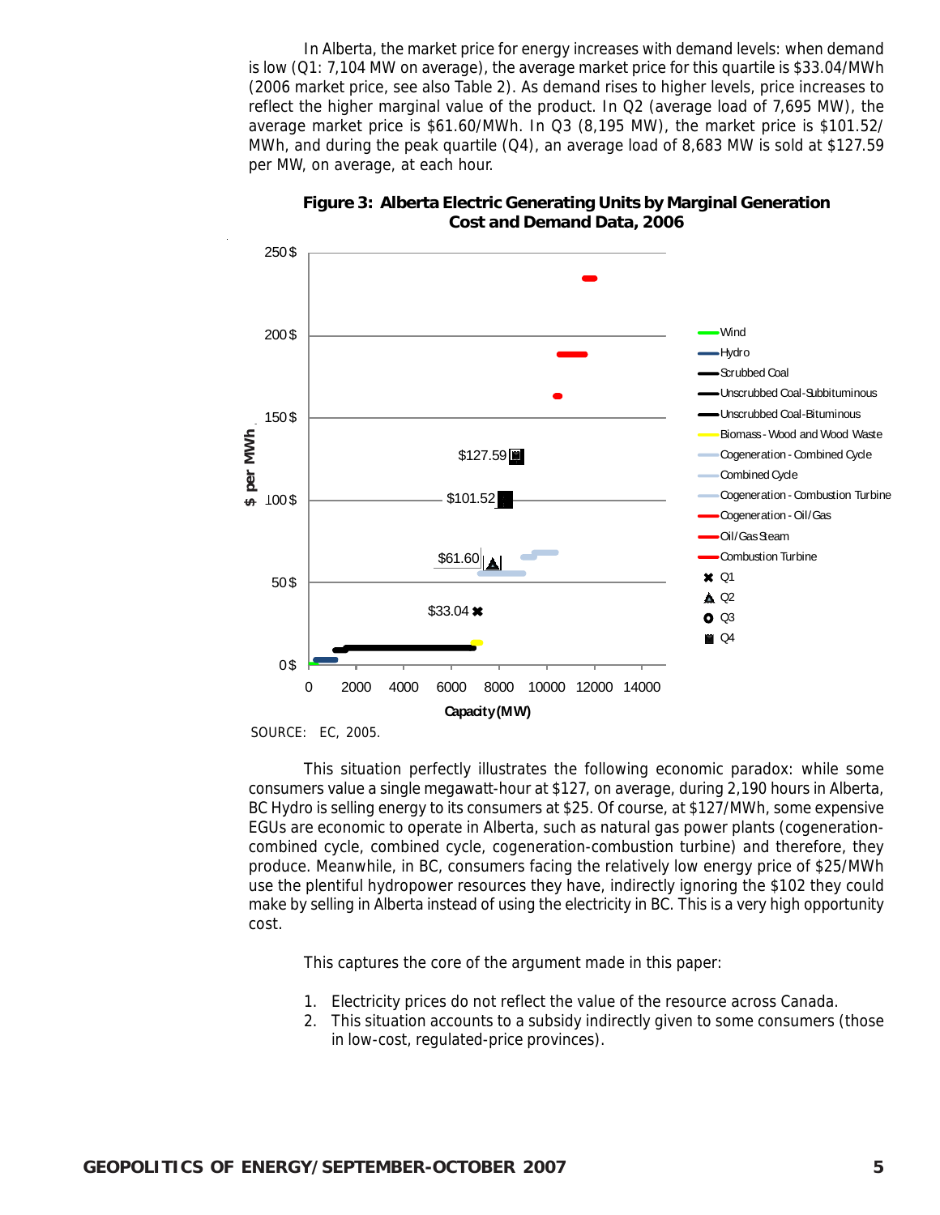In Alberta, the market price for energy increases with demand levels: when demand is low (Q1: 7,104 MW on average), the average market price for this quartile is $33.04/MWh (2006 market price, see also Table 2). As demand rises to higher levels, price increases to reflect the higher marginal value of the product. In Q2 (average load of 7,695 MW), the average market price is $61.60/MWh. In Q3 (8,195 MW), the market price is $101.52/MWh, and during the peak quartile (Q4), an average load of 8,683 MW is sold at $127.59 per MW, on average, at each hour.

**Figure 3: Alberta Electric Generating Units by Marginal Generation Cost and Demand Data, 2006**

SOURCE: EC, 2005.

This situation perfectly illustrates the following economic paradox: while some consumers value a single megawatt-hour at $127, on average, during 2,190 hours in Alberta, BC Hydro is selling energy to its consumers at $25. Of course, at $127/MWh, some expensive EGUs are economic to operate in Alberta, such as natural gas power plants (cogeneration-combined cycle, combined cycle, cogeneration-combustion turbine) and therefore, they produce. Meanwhile, in BC, consumers facing the relatively low energy price of $25/MWh use the plentiful hydropower resources they have, indirectly ignoring the $102 they could make by selling in Alberta instead of using the electricity in BC. This is a very high opportunity cost.

This captures the core of the argument made in this paper:

1. Electricity prices do not reflect the value of the resource across Canada.
2. This situation accounts to a subsidy indirectly given to some consumers (those in low-cost, regulated-price provinces).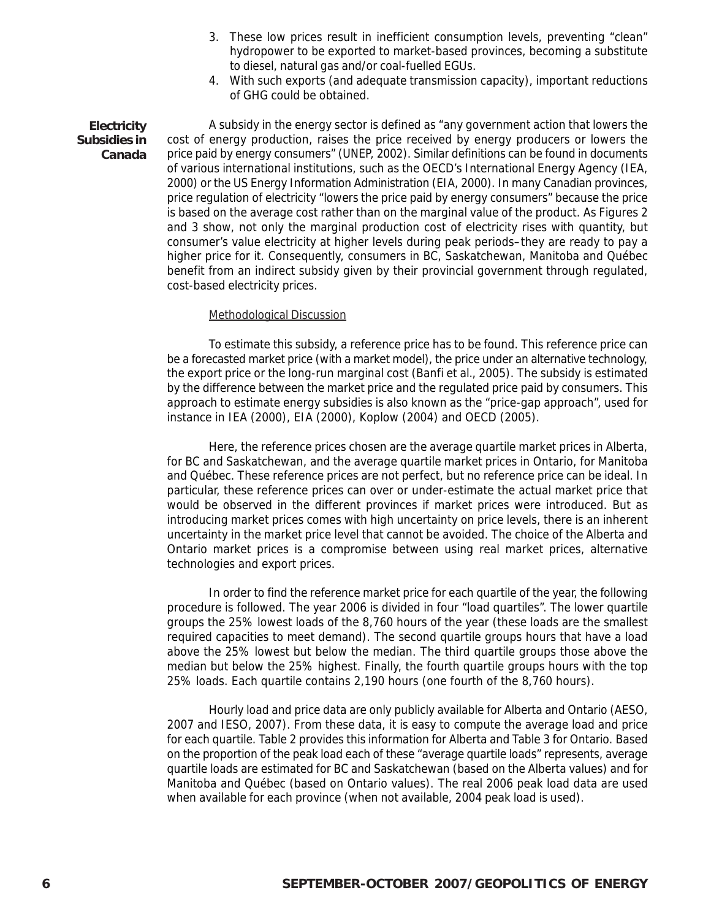3. These low prices result in inefficient consumption levels, preventing "clean" hydropower to be exported to market-based provinces, becoming a substitute to diesel, natural gas and/or coal-fuelled EGUs.
4. With such exports (and adequate transmission capacity), important reductions of GHG could be obtained.

## Electricity Subsidies in Canada

A subsidy in the energy sector is defined as "any government action that lowers the cost of energy production, raises the price received by energy producers or lowers the price paid by energy consumers" (UNEP, 2002). Similar definitions can be found in documents of various international institutions, such as the OECD's International Energy Agency (IEA, 2000) or the US Energy Information Administration (EIA, 2000). In many Canadian provinces, price regulation of electricity "lowers the price paid by energy consumers" because the price is based on the average cost rather than on the marginal value of the product. As Figures 2 and 3 show, not only the marginal production cost of electricity rises with quantity, but consumer's value electricity at higher levels during peak periods–they are ready to pay a higher price for it. Consequently, consumers in BC, Saskatchewan, Manitoba and Québec benefit from an indirect subsidy given by their provincial government through regulated, cost-based electricity prices.

### Methodological Discussion

To estimate this subsidy, a reference price has to be found. This reference price can be a forecasted market price (with a market model), the price under an alternative technology, the export price or the long-run marginal cost (Banfi et al., 2005). The subsidy is estimated by the difference between the market price and the regulated price paid by consumers. This approach to estimate energy subsidies is also known as the "price-gap approach", used for instance in IEA (2000), EIA (2000), Koplow (2004) and OECD (2005).

Here, the reference prices chosen are the average quartile market prices in Alberta, for BC and Saskatchewan, and the average quartile market prices in Ontario, for Manitoba and Québec. These reference prices are not perfect, but no reference price can be ideal. In particular, these reference prices can over or under-estimate the actual market price that would be observed in the different provinces if market prices were introduced. But as introducing market prices comes with high uncertainty on price levels, there is an inherent uncertainty in the market price level that cannot be avoided. The choice of the Alberta and Ontario market prices is a compromise between using real market prices, alternative technologies and export prices.

In order to find the reference market price for each quartile of the year, the following procedure is followed. The year 2006 is divided in four "load quartiles". The lower quartile groups the 25% lowest loads of the 8,760 hours of the year (these loads are the smallest required capacities to meet demand). The second quartile groups hours that have a load above the 25% lowest but below the median. The third quartile groups those above the median but below the 25% highest. Finally, the fourth quartile groups hours with the top 25% loads. Each quartile contains 2,190 hours (one fourth of the 8,760 hours).

Hourly load and price data are only publicly available for Alberta and Ontario (AESO, 2007 and IESO, 2007). From these data, it is easy to compute the average load and price for each quartile. Table 2 provides this information for Alberta and Table 3 for Ontario. Based on the proportion of the peak load each of these "average quartile loads" represents, average quartile loads are estimated for BC and Saskatchewan (based on the Alberta values) and for Manitoba and Québec (based on Ontario values). The real 2006 peak load data are used when available for each province (when not available, 2004 peak load is used).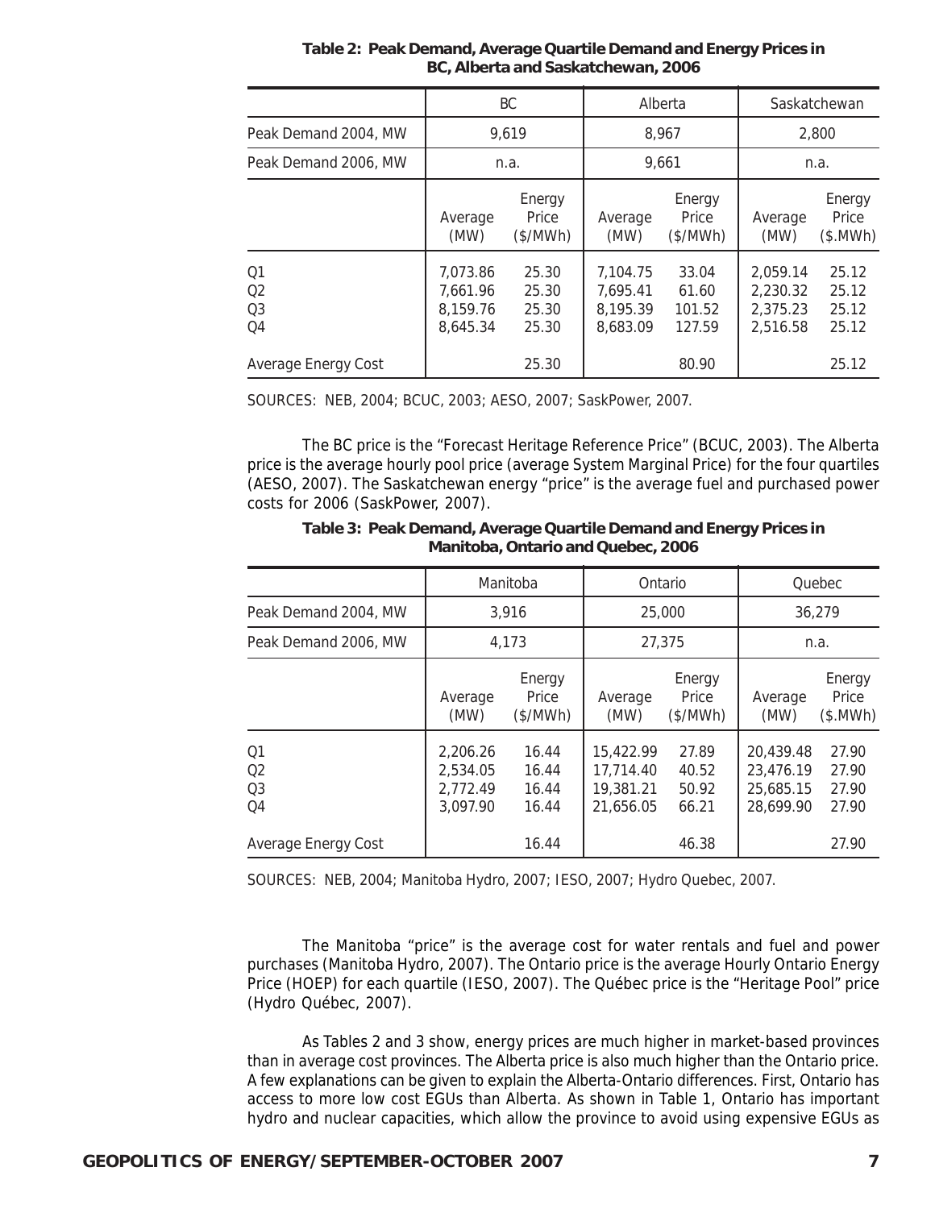**Table 2: Peak Demand, Average Quartile Demand and Energy Prices in BC, Alberta and Saskatchewan, 2006**

| | BC | | Alberta | | Saskatchewan | |
|---|---|---|---|---|---|---|
| Peak Demand 2004, MW | 9,619 | | 8,967 | | 2,800 | |
| Peak Demand 2006, MW | n.a. | | 9,661 | | n.a. | |
| | Average (MW) | Energy Price ($/MWh) | Average (MW) | Energy Price ($/MWh) | Average (MW) | Energy Price ($.MWh) |
| Q1 | 7,073.86 | 25.30 | 7,104.75 | 33.04 | 2,059.14 | 25.12 |
| Q2 | 7,661.96 | 25.30 | 7,695.41 | 61.60 | 2,230.32 | 25.12 |
| Q3 | 8,159.76 | 25.30 | 8,195.39 | 101.52 | 2,375.23 | 25.12 |
| Q4 | 8,645.34 | 25.30 | 8,683.09 | 127.59 | 2,516.58 | 25.12 |
| Average Energy Cost | | 25.30 | | 80.90 | | 25.12 |

SOURCES: NEB, 2004; BCUC, 2003; AESO, 2007; SaskPower, 2007.

The BC price is the "Forecast Heritage Reference Price" (BCUC, 2003). The Alberta price is the average hourly pool price (average System Marginal Price) for the four quartiles (AESO, 2007). The Saskatchewan energy "price" is the average fuel and purchased power costs for 2006 (SaskPower, 2007).

**Table 3: Peak Demand, Average Quartile Demand and Energy Prices in Manitoba, Ontario and Quebec, 2006**

| | Manitoba | | Ontario | | Quebec | |
|---|---|---|---|---|---|---|
| Peak Demand 2004, MW | 3,916 | | 25,000 | | 36,279 | |
| Peak Demand 2006, MW | 4,173 | | 27,375 | | n.a. | |
| | Average (MW) | Energy Price ($/MWh) | Average (MW) | Energy Price ($/MWh) | Average (MW) | Energy Price ($.MWh) |
| Q1 | 2,206.26 | 16.44 | 15,422.99 | 27.89 | 20,439.48 | 27.90 |
| Q2 | 2,534.05 | 16.44 | 17,714.40 | 40.52 | 23,476.19 | 27.90 |
| Q3 | 2,772.49 | 16.44 | 19,381.21 | 50.92 | 25,685.15 | 27.90 |
| Q4 | 3,097.90 | 16.44 | 21,656.05 | 66.21 | 28,699.90 | 27.90 |
| Average Energy Cost | | 16.44 | | 46.38 | | 27.90 |

SOURCES: NEB, 2004; Manitoba Hydro, 2007; IESO, 2007; Hydro Quebec, 2007.

The Manitoba "price" is the average cost for water rentals and fuel and power purchases (Manitoba Hydro, 2007). The Ontario price is the average Hourly Ontario Energy Price (HOEP) for each quartile (IESO, 2007). The Québec price is the "Heritage Pool" price (Hydro Québec, 2007).

As Tables 2 and 3 show, energy prices are much higher in market-based provinces than in average cost provinces. The Alberta price is also much higher than the Ontario price. A few explanations can be given to explain the Alberta-Ontario differences. First, Ontario has access to more low cost EGUs than Alberta. As shown in Table 1, Ontario has important hydro and nuclear capacities, which allow the province to avoid using expensive EGUs as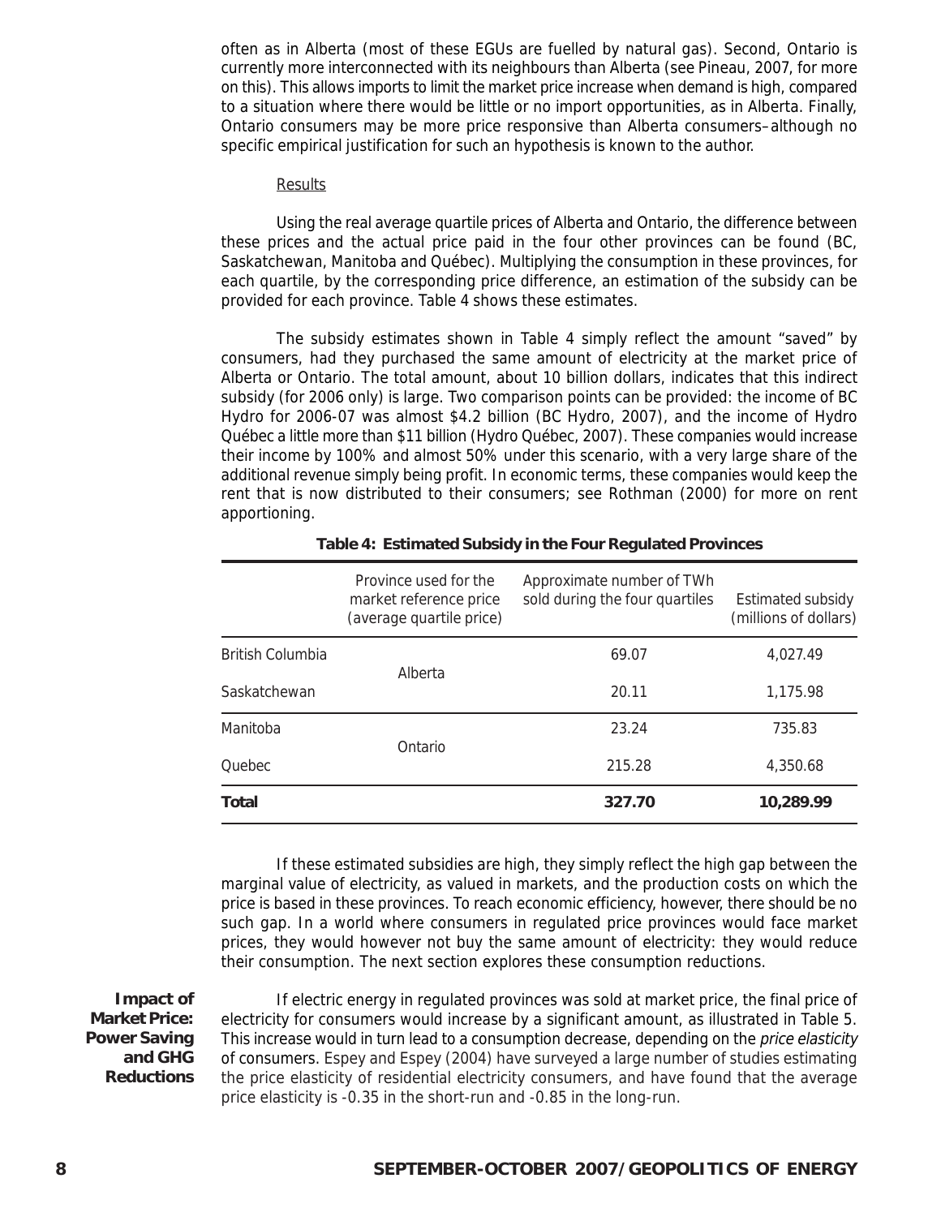often as in Alberta (most of these EGUs are fuelled by natural gas). Second, Ontario is currently more interconnected with its neighbours than Alberta (see Pineau, 2007, for more on this). This allows imports to limit the market price increase when demand is high, compared to a situation where there would be little or no import opportunities, as in Alberta. Finally, Ontario consumers may be more price responsive than Alberta consumers–although no specific empirical justification for such an hypothesis is known to the author.

<u>Results</u>

Using the real average quartile prices of Alberta and Ontario, the difference between these prices and the actual price paid in the four other provinces can be found (BC, Saskatchewan, Manitoba and Québec). Multiplying the consumption in these provinces, for each quartile, by the corresponding price difference, an estimation of the subsidy can be provided for each province. Table 4 shows these estimates.

The subsidy estimates shown in Table 4 simply reflect the amount "saved" by consumers, had they purchased the same amount of electricity at the market price of Alberta or Ontario. The total amount, about 10 billion dollars, indicates that this indirect subsidy (for 2006 only) is large. Two comparison points can be provided: the income of BC Hydro for 2006-07 was almost $4.2 billion (BC Hydro, 2007), and the income of Hydro Québec a little more than $11 billion (Hydro Québec, 2007). These companies would increase their income by 100% and almost 50% under this scenario, with a very large share of the additional revenue simply being profit. In economic terms, these companies would keep the rent that is now distributed to their consumers; see Rothman (2000) for more on rent apportioning.

**Table 4: Estimated Subsidy in the Four Regulated Provinces**

| | Province used for the market reference price (average quartile price) | Approximate number of TWh sold during the four quartiles | Estimated subsidy (millions of dollars) |
|---|---|---|---|
| British Columbia | Alberta | 69.07 | 4,027.49 |
| Saskatchewan | Alberta | 20.11 | 1,175.98 |
| Manitoba | Ontario | 23.24 | 735.83 |
| Quebec | Ontario | 215.28 | 4,350.68 |
| **Total** | | **327.70** | **10,289.99** |

If these estimated subsidies are high, they simply reflect the high gap between the marginal value of electricity, as valued in markets, and the production costs on which the price is based in these provinces. To reach economic efficiency, however, there should be no such gap. In a world where consumers in regulated price provinces would face market prices, they would however not buy the same amount of electricity: they would reduce their consumption. The next section explores these consumption reductions.

## Impact of Market Price: Power Saving and GHG Reductions

If electric energy in regulated provinces was sold at market price, the final price of electricity for consumers would increase by a significant amount, as illustrated in Table 5. This increase would in turn lead to a consumption decrease, depending on the *price elasticity* of consumers. Espey and Espey (2004) have surveyed a large number of studies estimating the price elasticity of residential electricity consumers, and have found that the average price elasticity is -0.35 in the short-run and -0.85 in the long-run.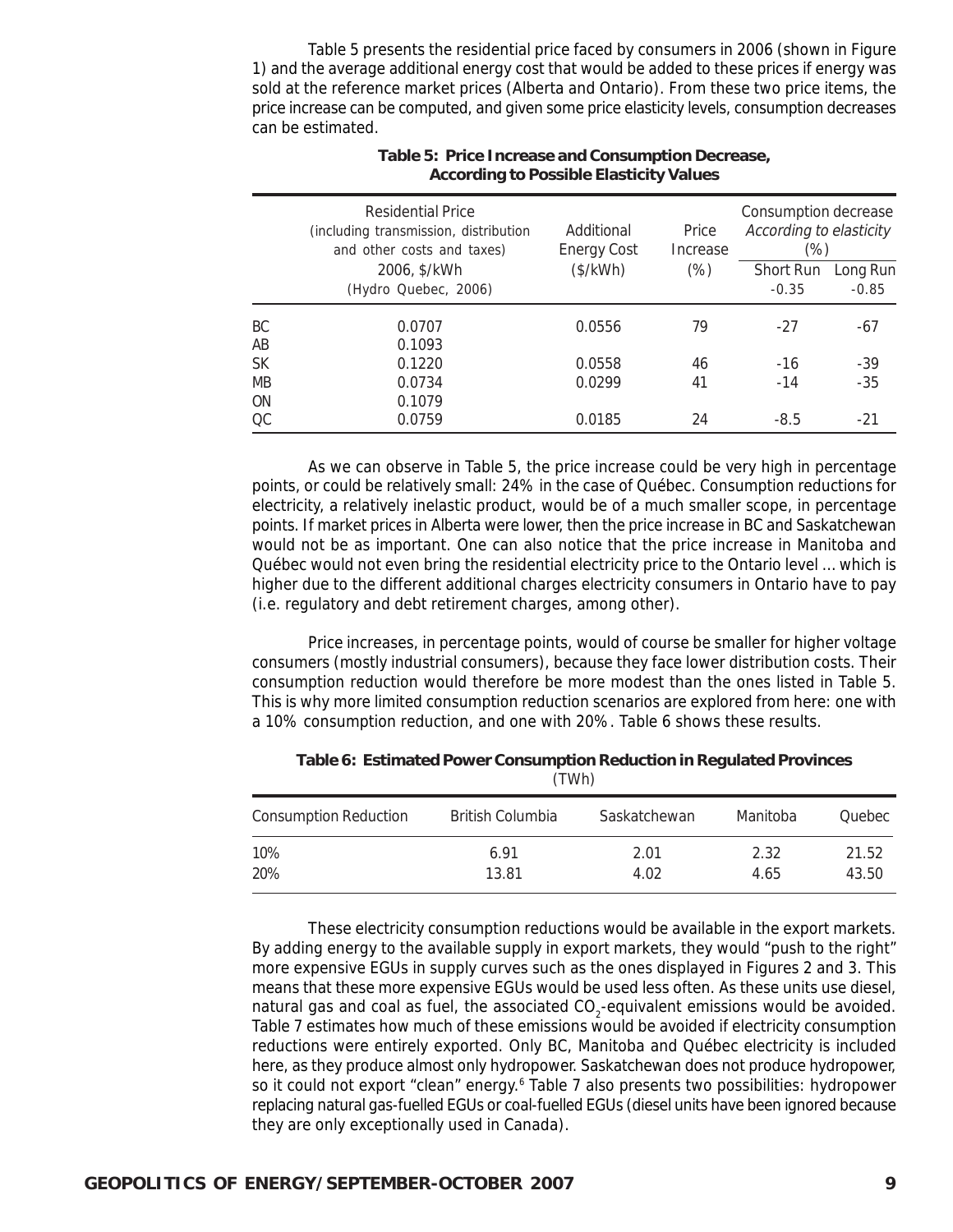Table 5 presents the residential price faced by consumers in 2006 (shown in Figure 1) and the average additional energy cost that would be added to these prices if energy was sold at the reference market prices (Alberta and Ontario). From these two price items, the price increase can be computed, and given some price elasticity levels, consumption decreases can be estimated.

**Table 5: Price Increase and Consumption Decrease, According to Possible Elasticity Values**

| | Residential Price (including transmission, distribution and other costs and taxes) 2006, $/kWh (Hydro Quebec, 2006) | Additional Energy Cost ($/kWh) | Price Increase (%) | Consumption decrease *According to elasticity* (%) | |
|---|---|---|---|---|---|
| | | | | Short Run -0.35 | Long Run -0.85 |
| BC | 0.0707 | 0.0556 | 79 | -27 | -67 |
| AB | 0.1093 | | | | |
| SK | 0.1220 | 0.0558 | 46 | -16 | -39 |
| MB | 0.0734 | 0.0299 | 41 | -14 | -35 |
| ON | 0.1079 | | | | |
| QC | 0.0759 | 0.0185 | 24 | -8.5 | -21 |

As we can observe in Table 5, the price increase could be very high in percentage points, or could be relatively small: 24% in the case of Québec. Consumption reductions for electricity, a relatively inelastic product, would be of a much smaller scope, in percentage points. If market prices in Alberta were lower, then the price increase in BC and Saskatchewan would not be as important. One can also notice that the price increase in Manitoba and Québec would not even bring the residential electricity price to the Ontario level ... which is higher due to the different additional charges electricity consumers in Ontario have to pay (i.e. regulatory and debt retirement charges, among other).

Price increases, in percentage points, would of course be smaller for higher voltage consumers (mostly industrial consumers), because they face lower distribution costs. Their consumption reduction would therefore be more modest than the ones listed in Table 5. This is why more limited consumption reduction scenarios are explored from here: one with a 10% consumption reduction, and one with 20%. Table 6 shows these results.

**Table 6: Estimated Power Consumption Reduction in Regulated Provinces**
(TWh)

| Consumption Reduction | British Columbia | Saskatchewan | Manitoba | Quebec |
|---|---|---|---|---|
| 10% | 6.91 | 2.01 | 2.32 | 21.52 |
| 20% | 13.81 | 4.02 | 4.65 | 43.50 |

These electricity consumption reductions would be available in the export markets. By adding energy to the available supply in export markets, they would "push to the right" more expensive EGUs in supply curves such as the ones displayed in Figures 2 and 3. This means that these more expensive EGUs would be used less often. As these units use diesel, natural gas and coal as fuel, the associated $CO_2$-equivalent emissions would be avoided. Table 7 estimates how much of these emissions would be avoided if electricity consumption reductions were entirely exported. Only BC, Manitoba and Québec electricity is included here, as they produce almost only hydropower. Saskatchewan does not produce hydropower, so it could not export "clean" energy.[6] Table 7 also presents two possibilities: hydropower replacing natural gas-fuelled EGUs or coal-fuelled EGUs (diesel units have been ignored because they are only exceptionally used in Canada).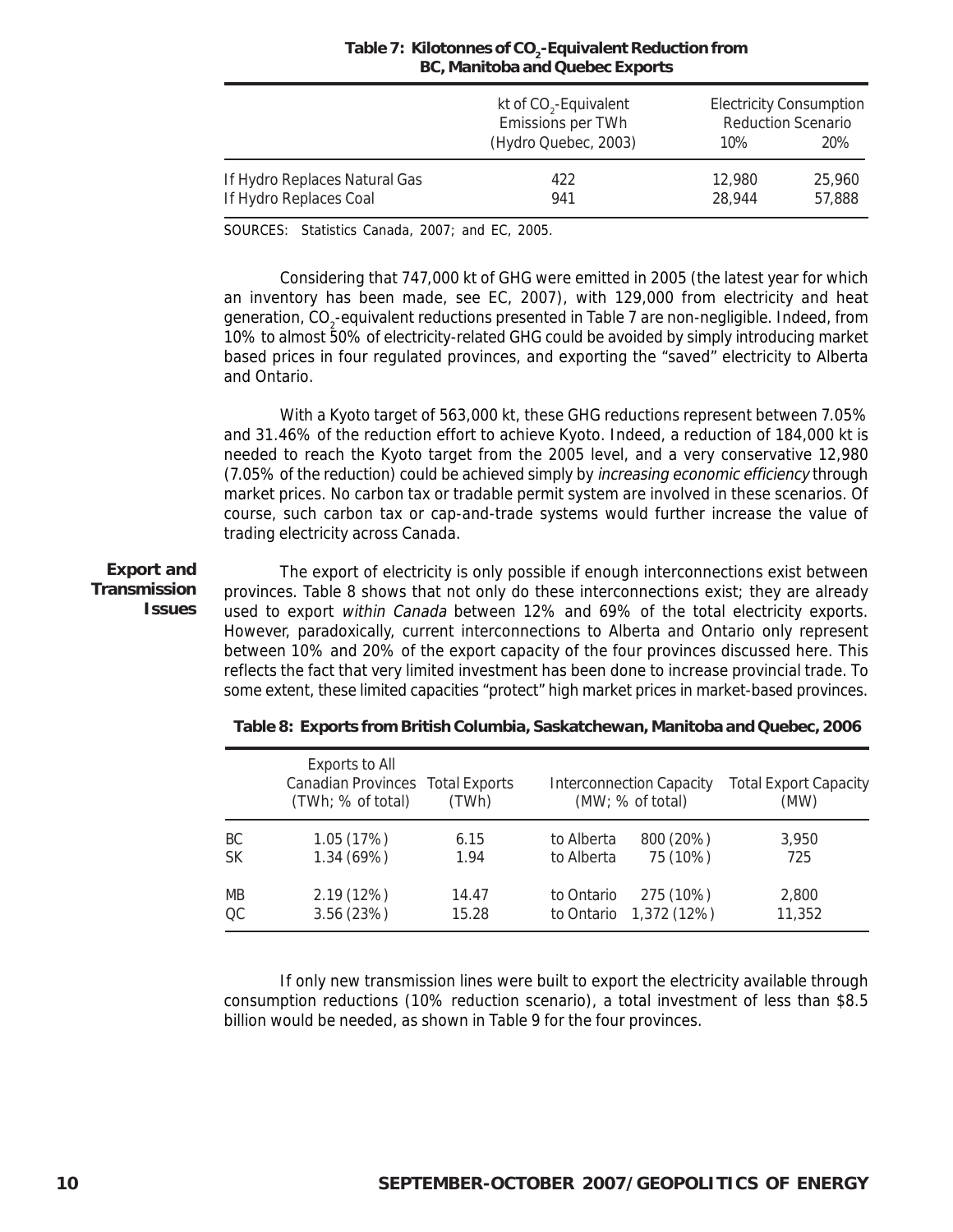**Table 7: Kilotonnes of $CO_2$-Equivalent Reduction from BC, Manitoba and Quebec Exports**

| | kt of $CO_2$-Equivalent Emissions per TWh (Hydro Quebec, 2003) | Electricity Consumption Reduction Scenario | |
|---|---|---|---|
| | | 10% | 20% |
| If Hydro Replaces Natural Gas | 422 | 12,980 | 25,960 |
| If Hydro Replaces Coal | 941 | 28,944 | 57,888 |

SOURCES: Statistics Canada, 2007; and EC, 2005.

Considering that 747,000 kt of GHG were emitted in 2005 (the latest year for which an inventory has been made, see EC, 2007), with 129,000 from electricity and heat generation, $CO_2$-equivalent reductions presented in Table 7 are non-negligible. Indeed, from 10% to almost 50% of electricity-related GHG could be avoided by simply introducing market based prices in four regulated provinces, and exporting the "saved" electricity to Alberta and Ontario.

With a Kyoto target of 563,000 kt, these GHG reductions represent between 7.05% and 31.46% of the reduction effort to achieve Kyoto. Indeed, a reduction of 184,000 kt is needed to reach the Kyoto target from the 2005 level, and a very conservative 12,980 (7.05% of the reduction) could be achieved simply by *increasing economic efficiency* through market prices. No carbon tax or tradable permit system are involved in these scenarios. Of course, such carbon tax or cap-and-trade systems would further increase the value of trading electricity across Canada.

**Export and Transmission Issues**

The export of electricity is only possible if enough interconnections exist between provinces. Table 8 shows that not only do these interconnections exist; they are already used to export *within Canada* between 12% and 69% of the total electricity exports. However, paradoxically, current interconnections to Alberta and Ontario only represent between 10% and 20% of the export capacity of the four provinces discussed here. This reflects the fact that very limited investment has been done to increase provincial trade. To some extent, these limited capacities "protect" high market prices in market-based provinces.

**Table 8: Exports from British Columbia, Saskatchewan, Manitoba and Quebec, 2006**

| | Exports to All Canadian Provinces (TWh; % of total) | Total Exports (TWh) | Interconnection Capacity (MW; % of total) | | Total Export Capacity (MW) |
|---|---|---|---|---|---|
| BC | 1.05 (17%) | 6.15 | to Alberta | 800 (20%) | 3,950 |
| SK | 1.34 (69%) | 1.94 | to Alberta | 75 (10%) | 725 |
| MB | 2.19 (12%) | 14.47 | to Ontario | 275 (10%) | 2,800 |
| QC | 3.56 (23%) | 15.28 | to Ontario | 1,372 (12%) | 11,352 |

If only new transmission lines were built to export the electricity available through consumption reductions (10% reduction scenario), a total investment of less than \$8.5 billion would be needed, as shown in Table 9 for the four provinces.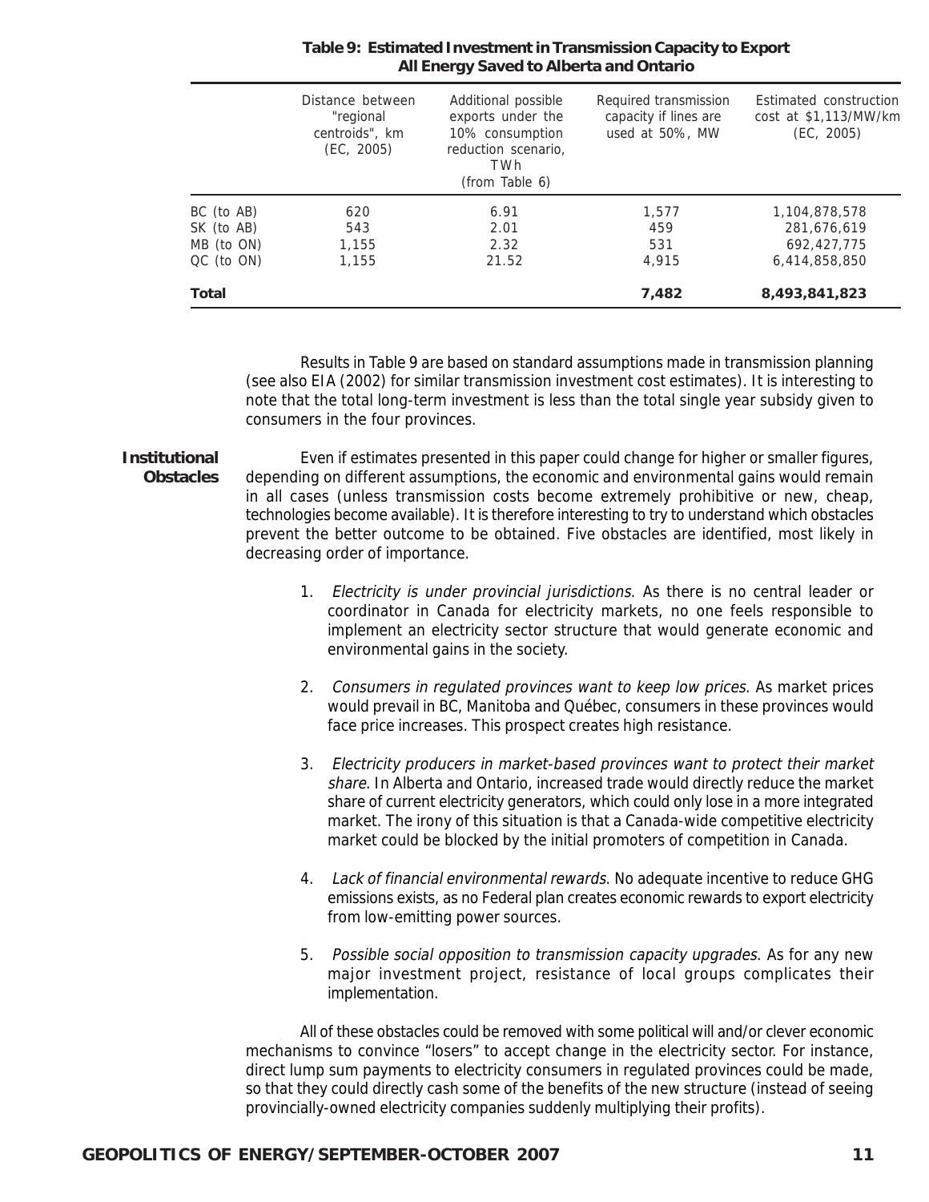**Table 9: Estimated Investment in Transmission Capacity to Export All Energy Saved to Alberta and Ontario**

| | Distance between "regional centroids", km (EC, 2005) | Additional possible exports under the 10% consumption reduction scenario, TWh (from Table 6) | Required transmission capacity if lines are used at 50%, MW | Estimated construction cost at $1,113/MW/km (EC, 2005) |
|---|---|---|---|---|
| BC (to AB) | 620 | 6.91 | 1,577 | 1,104,878,578 |
| SK (to AB) | 543 | 2.01 | 459 | 281,676,619 |
| MB (to ON) | 1,155 | 2.32 | 531 | 692,427,775 |
| QC (to ON) | 1,155 | 21.52 | 4,915 | 6,414,858,850 |
| **Total** | | | **7,482** | **8,493,841,823** |

Results in Table 9 are based on standard assumptions made in transmission planning (see also EIA (2002) for similar transmission investment cost estimates). It is interesting to note that the total long-term investment is less than the total single year subsidy given to consumers in the four provinces.

**Institutional Obstacles**

Even if estimates presented in this paper could change for higher or smaller figures, depending on different assumptions, the economic and environmental gains would remain in all cases (unless transmission costs become extremely prohibitive or new, cheap, technologies become available). It is therefore interesting to try to understand which obstacles prevent the better outcome to be obtained. Five obstacles are identified, most likely in decreasing order of importance.

1. *Electricity is under provincial jurisdictions*. As there is no central leader or coordinator in Canada for electricity markets, no one feels responsible to implement an electricity sector structure that would generate economic and environmental gains in the society.

2. *Consumers in regulated provinces want to keep low prices*. As market prices would prevail in BC, Manitoba and Québec, consumers in these provinces would face price increases. This prospect creates high resistance.

3. *Electricity producers in market-based provinces want to protect their market share*. In Alberta and Ontario, increased trade would directly reduce the market share of current electricity generators, which could only lose in a more integrated market. The irony of this situation is that a Canada-wide competitive electricity market could be blocked by the initial promoters of competition in Canada.

4. *Lack of financial environmental rewards*. No adequate incentive to reduce GHG emissions exists, as no Federal plan creates economic rewards to export electricity from low-emitting power sources.

5. *Possible social opposition to transmission capacity upgrades*. As for any new major investment project, resistance of local groups complicates their implementation.

All of these obstacles could be removed with some political will and/or clever economic mechanisms to convince "losers" to accept change in the electricity sector. For instance, direct lump sum payments to electricity consumers in regulated provinces could be made, so that they could directly cash some of the benefits of the new structure (instead of seeing provincially-owned electricity companies suddenly multiplying their profits).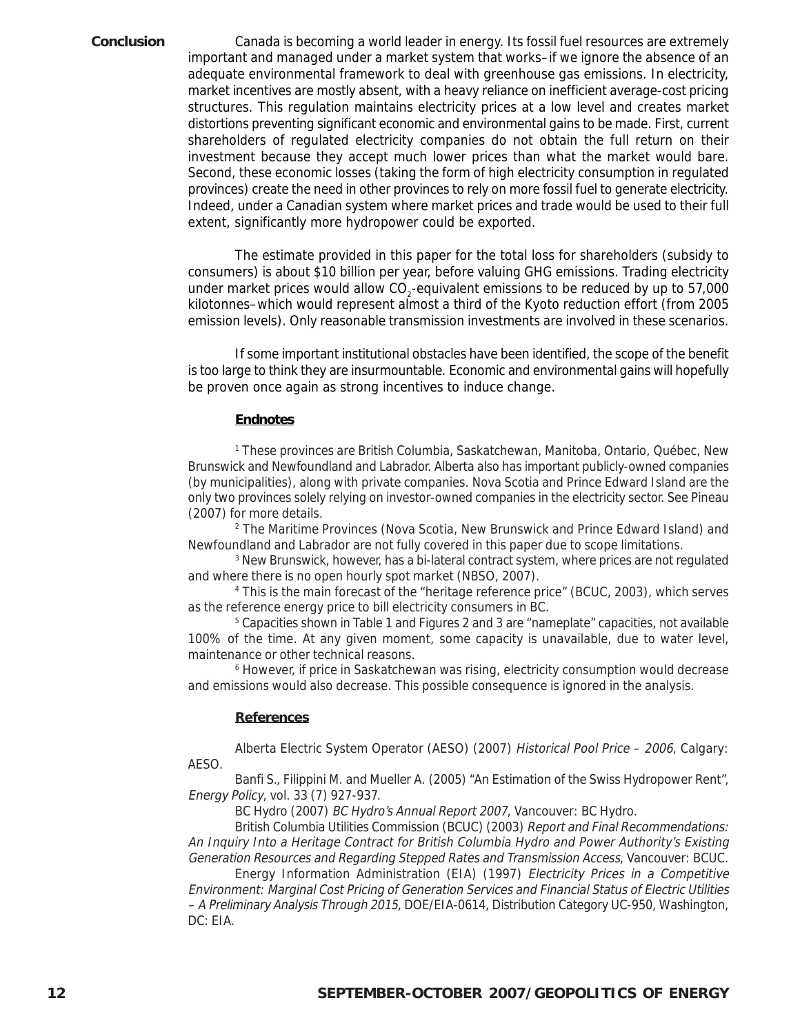## Conclusion

Canada is becoming a world leader in energy. Its fossil fuel resources are extremely important and managed under a market system that works–if we ignore the absence of an adequate environmental framework to deal with greenhouse gas emissions. In electricity, market incentives are mostly absent, with a heavy reliance on inefficient average-cost pricing structures. This regulation maintains electricity prices at a low level and creates market distortions preventing significant economic and environmental gains to be made. First, current shareholders of regulated electricity companies do not obtain the full return on their investment because they accept much lower prices than what the market would bare. Second, these economic losses (taking the form of high electricity consumption in regulated provinces) create the need in other provinces to rely on more fossil fuel to generate electricity. Indeed, under a Canadian system where market prices and trade would be used to their full extent, significantly more hydropower could be exported.

The estimate provided in this paper for the total loss for shareholders (subsidy to consumers) is about $10 billion per year, before valuing GHG emissions. Trading electricity under market prices would allow $CO_2$-equivalent emissions to be reduced by up to 57,000 kilotonnes–which would represent almost a third of the Kyoto reduction effort (from 2005 emission levels). Only reasonable transmission investments are involved in these scenarios.

If some important institutional obstacles have been identified, the scope of the benefit is too large to think they are insurmountable. Economic and environmental gains will hopefully be proven once again as strong incentives to induce change.

### Endnotes

[1] These provinces are British Columbia, Saskatchewan, Manitoba, Ontario, Québec, New Brunswick and Newfoundland and Labrador. Alberta also has important publicly-owned companies (by municipalities), along with private companies. Nova Scotia and Prince Edward Island are the only two provinces solely relying on investor-owned companies in the electricity sector. See Pineau (2007) for more details.

[2] The Maritime Provinces (Nova Scotia, New Brunswick and Prince Edward Island) and Newfoundland and Labrador are not fully covered in this paper due to scope limitations.

[3] New Brunswick, however, has a bi-lateral contract system, where prices are not regulated and where there is no open hourly spot market (NBSO, 2007).

[4] This is the main forecast of the "heritage reference price" (BCUC, 2003), which serves as the reference energy price to bill electricity consumers in BC.

[5] Capacities shown in Table 1 and Figures 2 and 3 are "nameplate" capacities, not available 100% of the time. At any given moment, some capacity is unavailable, due to water level, maintenance or other technical reasons.

[6] However, if price in Saskatchewan was rising, electricity consumption would decrease and emissions would also decrease. This possible consequence is ignored in the analysis.

### References

Alberta Electric System Operator (AESO) (2007) *Historical Pool Price – 2006*, Calgary: AESO.

Banfi S., Filippini M. and Mueller A. (2005) "An Estimation of the Swiss Hydropower Rent", *Energy Policy*, vol. 33 (7) 927-937.

BC Hydro (2007) *BC Hydro's Annual Report 2007*, Vancouver: BC Hydro.

British Columbia Utilities Commission (BCUC) (2003) *Report and Final Recommendations: An Inquiry Into a Heritage Contract for British Columbia Hydro and Power Authority's Existing Generation Resources and Regarding Stepped Rates and Transmission Access*, Vancouver: BCUC.

Energy Information Administration (EIA) (1997) *Electricity Prices in a Competitive Environment: Marginal Cost Pricing of Generation Services and Financial Status of Electric Utilities – A Preliminary Analysis Through 2015*, DOE/EIA-0614, Distribution Category UC-950, Washington, DC: EIA.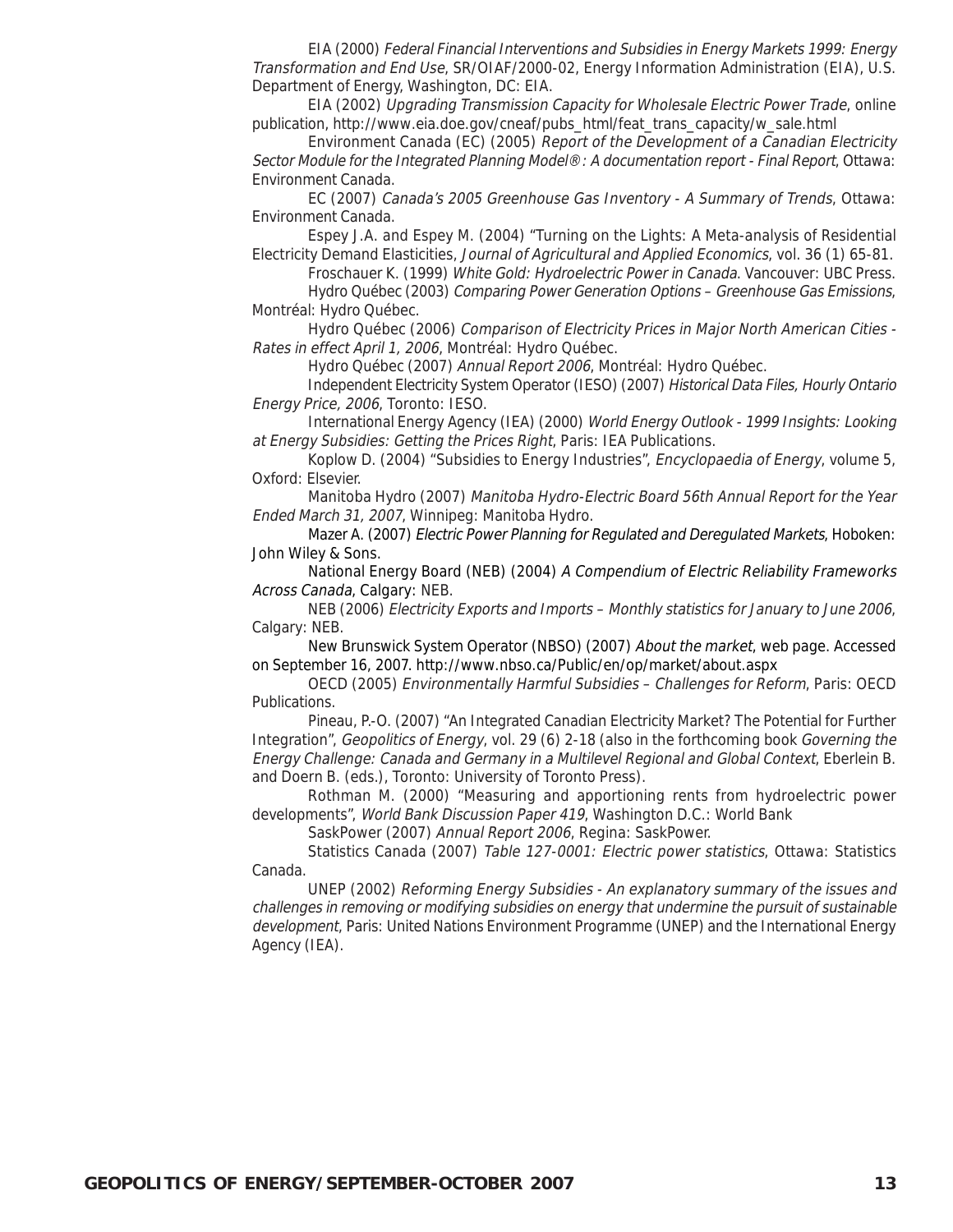EIA (2000) *Federal Financial Interventions and Subsidies in Energy Markets 1999: Energy Transformation and End Use*, SR/OIAF/2000-02, Energy Information Administration (EIA), U.S. Department of Energy, Washington, DC: EIA.

EIA (2002) *Upgrading Transmission Capacity for Wholesale Electric Power Trade*, online publication, http://www.eia.doe.gov/cneaf/pubs_html/feat_trans_capacity/w_sale.html

Environment Canada (EC) (2005) *Report of the Development of a Canadian Electricity Sector Module for the Integrated Planning Model®: A documentation report - Final Report*, Ottawa: Environment Canada.

EC (2007) *Canada's 2005 Greenhouse Gas Inventory - A Summary of Trends*, Ottawa: Environment Canada.

Espey J.A. and Espey M. (2004) "Turning on the Lights: A Meta-analysis of Residential Electricity Demand Elasticities, *Journal of Agricultural and Applied Economics*, vol. 36 (1) 65-81.

Froschauer K. (1999) *White Gold: Hydroelectric Power in Canada*. Vancouver: UBC Press.

Hydro Québec (2003) *Comparing Power Generation Options – Greenhouse Gas Emissions*, Montréal: Hydro Québec.

Hydro Québec (2006) *Comparison of Electricity Prices in Major North American Cities - Rates in effect April 1, 2006*, Montréal: Hydro Québec.

Hydro Québec (2007) *Annual Report 2006*, Montréal: Hydro Québec.

Independent Electricity System Operator (IESO) (2007) *Historical Data Files, Hourly Ontario Energy Price, 2006*, Toronto: IESO.

International Energy Agency (IEA) (2000) *World Energy Outlook - 1999 Insights: Looking at Energy Subsidies: Getting the Prices Right*, Paris: IEA Publications.

Koplow D. (2004) "Subsidies to Energy Industries", *Encyclopaedia of Energy*, volume 5, Oxford: Elsevier.

Manitoba Hydro (2007) *Manitoba Hydro-Electric Board 56th Annual Report for the Year Ended March 31, 2007*, Winnipeg: Manitoba Hydro.

Mazer A. (2007) *Electric Power Planning for Regulated and Deregulated Markets*, Hoboken: John Wiley & Sons.

National Energy Board (NEB) (2004) *A Compendium of Electric Reliability Frameworks Across Canada*, Calgary: NEB.

NEB (2006) *Electricity Exports and Imports – Monthly statistics for January to June 2006*, Calgary: NEB.

New Brunswick System Operator (NBSO) (2007) *About the market*, web page. Accessed on September 16, 2007. http://www.nbso.ca/Public/en/op/market/about.aspx

OECD (2005) *Environmentally Harmful Subsidies – Challenges for Reform*, Paris: OECD Publications.

Pineau, P.-O. (2007) "An Integrated Canadian Electricity Market? The Potential for Further Integration", *Geopolitics of Energy*, vol. 29 (6) 2-18 (also in the forthcoming book *Governing the Energy Challenge: Canada and Germany in a Multilevel Regional and Global Context*, Eberlein B. and Doern B. (eds.), Toronto: University of Toronto Press).

Rothman M. (2000) "Measuring and apportioning rents from hydroelectric power developments", *World Bank Discussion Paper 419*, Washington D.C.: World Bank

SaskPower (2007) *Annual Report 2006*, Regina: SaskPower.

Statistics Canada (2007) *Table 127-0001: Electric power statistics*, Ottawa: Statistics Canada.

UNEP (2002) *Reforming Energy Subsidies - An explanatory summary of the issues and challenges in removing or modifying subsidies on energy that undermine the pursuit of sustainable development*, Paris: United Nations Environment Programme (UNEP) and the International Energy Agency (IEA).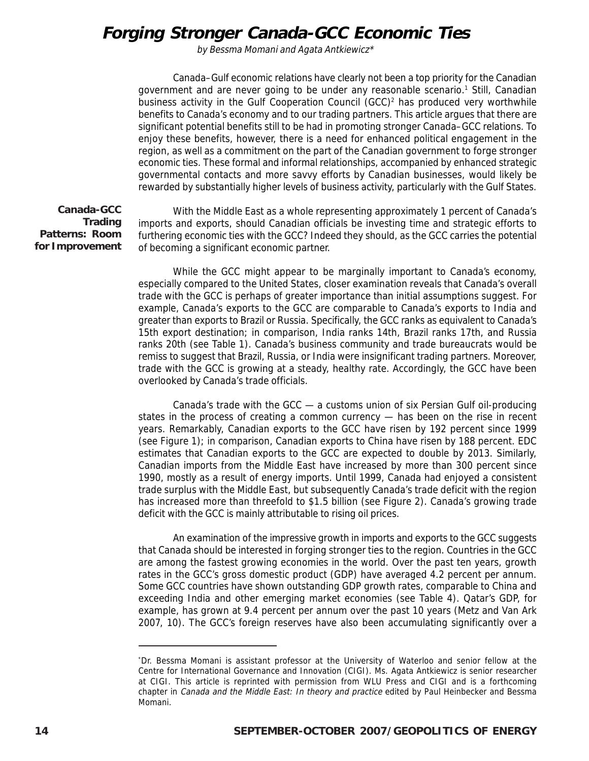# Forging Stronger Canada-GCC Economic Ties

*by Bessma Momani and Agata Antkiewicz\**

Canada–Gulf economic relations have clearly not been a top priority for the Canadian government and are never going to be under any reasonable scenario.[1] Still, Canadian business activity in the Gulf Cooperation Council (GCC)[2] has produced very worthwhile benefits to Canada's economy and to our trading partners. This article argues that there are significant potential benefits still to be had in promoting stronger Canada–GCC relations. To enjoy these benefits, however, there is a need for enhanced political engagement in the region, as well as a commitment on the part of the Canadian government to forge stronger economic ties. These formal and informal relationships, accompanied by enhanced strategic governmental contacts and more savvy efforts by Canadian businesses, would likely be rewarded by substantially higher levels of business activity, particularly with the Gulf States.

## Canada-GCC Trading Patterns: Room for Improvement

With the Middle East as a whole representing approximately 1 percent of Canada's imports and exports, should Canadian officials be investing time and strategic efforts to furthering economic ties with the GCC? Indeed they should, as the GCC carries the potential of becoming a significant economic partner.

While the GCC might appear to be marginally important to Canada's economy, especially compared to the United States, closer examination reveals that Canada's overall trade with the GCC is perhaps of greater importance than initial assumptions suggest. For example, Canada's exports to the GCC are comparable to Canada's exports to India and greater than exports to Brazil or Russia. Specifically, the GCC ranks as equivalent to Canada's 15th export destination; in comparison, India ranks 14th, Brazil ranks 17th, and Russia ranks 20th (see Table 1). Canada's business community and trade bureaucrats would be remiss to suggest that Brazil, Russia, or India were insignificant trading partners. Moreover, trade with the GCC is growing at a steady, healthy rate. Accordingly, the GCC have been overlooked by Canada's trade officials.

Canada's trade with the GCC — a customs union of six Persian Gulf oil-producing states in the process of creating a common currency — has been on the rise in recent years. Remarkably, Canadian exports to the GCC have risen by 192 percent since 1999 (see Figure 1); in comparison, Canadian exports to China have risen by 188 percent. EDC estimates that Canadian exports to the GCC are expected to double by 2013. Similarly, Canadian imports from the Middle East have increased by more than 300 percent since 1990, mostly as a result of energy imports. Until 1999, Canada had enjoyed a consistent trade surplus with the Middle East, but subsequently Canada's trade deficit with the region has increased more than threefold to $1.5 billion (see Figure 2). Canada's growing trade deficit with the GCC is mainly attributable to rising oil prices.

An examination of the impressive growth in imports and exports to the GCC suggests that Canada should be interested in forging stronger ties to the region. Countries in the GCC are among the fastest growing economies in the world. Over the past ten years, growth rates in the GCC's gross domestic product (GDP) have averaged 4.2 percent per annum. Some GCC countries have shown outstanding GDP growth rates, comparable to China and exceeding India and other emerging market economies (see Table 4). Qatar's GDP, for example, has grown at 9.4 percent per annum over the past 10 years (Metz and Van Ark 2007, 10). The GCC's foreign reserves have also been accumulating significantly over a

---

\*Dr. Bessma Momani is assistant professor at the University of Waterloo and senior fellow at the Centre for International Governance and Innovation (CIGI). Ms. Agata Antkiewicz is senior researcher at CIGI. This article is reprinted with permission from WLU Press and CIGI and is a forthcoming chapter in *Canada and the Middle East: In theory and practice* edited by Paul Heinbecker and Bessma Momani.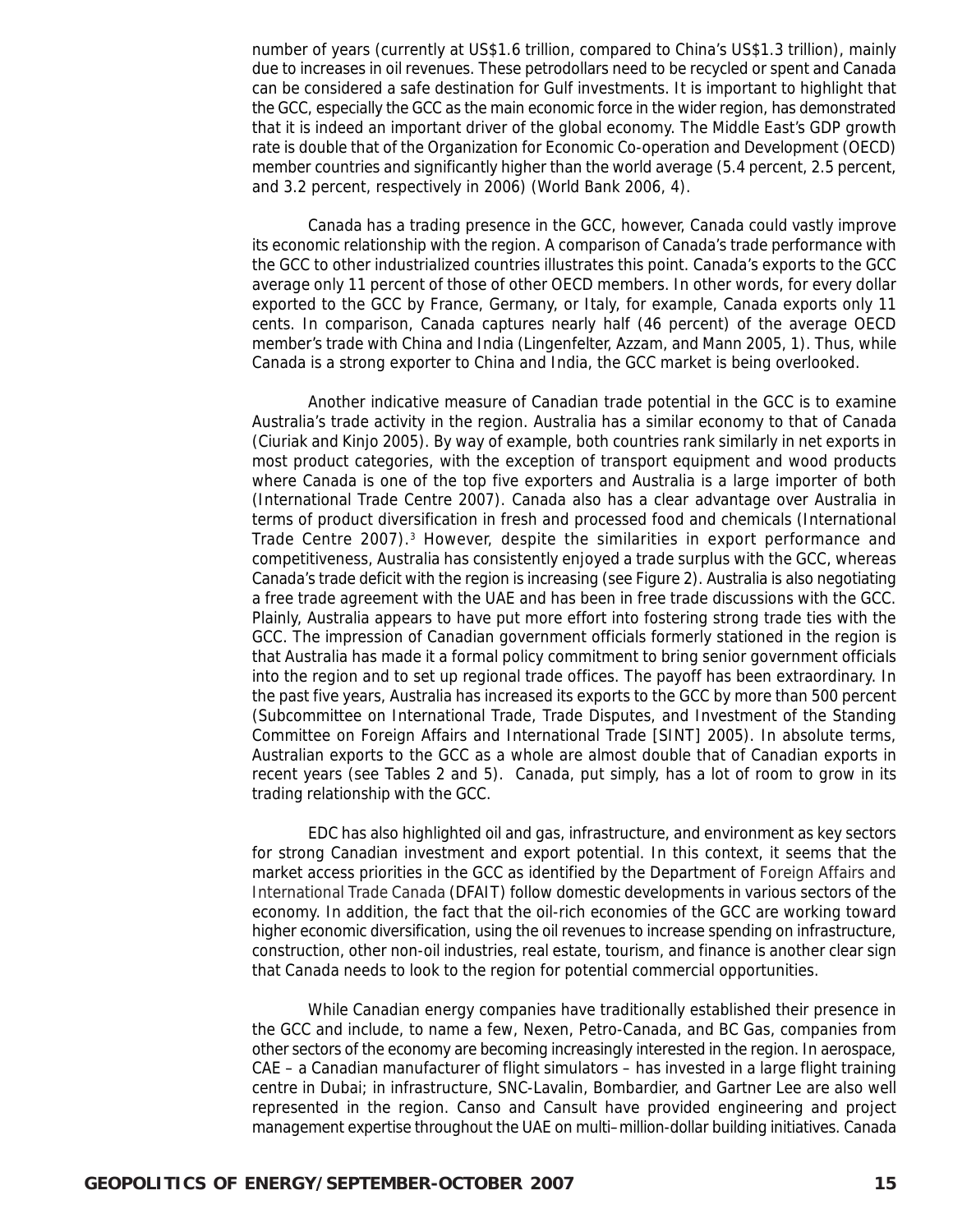number of years (currently at US$1.6 trillion, compared to China's US$1.3 trillion), mainly due to increases in oil revenues. These petrodollars need to be recycled or spent and Canada can be considered a safe destination for Gulf investments. It is important to highlight that the GCC, especially the GCC as the main economic force in the wider region, has demonstrated that it is indeed an important driver of the global economy. The Middle East's GDP growth rate is double that of the Organization for Economic Co-operation and Development (OECD) member countries and significantly higher than the world average (5.4 percent, 2.5 percent, and 3.2 percent, respectively in 2006) (World Bank 2006, 4).

Canada has a trading presence in the GCC, however, Canada could vastly improve its economic relationship with the region. A comparison of Canada's trade performance with the GCC to other industrialized countries illustrates this point. Canada's exports to the GCC average only 11 percent of those of other OECD members. In other words, for every dollar exported to the GCC by France, Germany, or Italy, for example, Canada exports only 11 cents. In comparison, Canada captures nearly half (46 percent) of the average OECD member's trade with China and India (Lingenfelter, Azzam, and Mann 2005, 1). Thus, while Canada is a strong exporter to China and India, the GCC market is being overlooked.

Another indicative measure of Canadian trade potential in the GCC is to examine Australia's trade activity in the region. Australia has a similar economy to that of Canada (Ciuriak and Kinjo 2005). By way of example, both countries rank similarly in net exports in most product categories, with the exception of transport equipment and wood products where Canada is one of the top five exporters and Australia is a large importer of both (International Trade Centre 2007). Canada also has a clear advantage over Australia in terms of product diversification in fresh and processed food and chemicals (International Trade Centre 2007).[3] However, despite the similarities in export performance and competitiveness, Australia has consistently enjoyed a trade surplus with the GCC, whereas Canada's trade deficit with the region is increasing (see Figure 2). Australia is also negotiating a free trade agreement with the UAE and has been in free trade discussions with the GCC. Plainly, Australia appears to have put more effort into fostering strong trade ties with the GCC. The impression of Canadian government officials formerly stationed in the region is that Australia has made it a formal policy commitment to bring senior government officials into the region and to set up regional trade offices. The payoff has been extraordinary. In the past five years, Australia has increased its exports to the GCC by more than 500 percent (Subcommittee on International Trade, Trade Disputes, and Investment of the Standing Committee on Foreign Affairs and International Trade [SINT] 2005). In absolute terms, Australian exports to the GCC as a whole are almost double that of Canadian exports in recent years (see Tables 2 and 5). Canada, put simply, has a lot of room to grow in its trading relationship with the GCC.

EDC has also highlighted oil and gas, infrastructure, and environment as key sectors for strong Canadian investment and export potential. In this context, it seems that the market access priorities in the GCC as identified by the Department of Foreign Affairs and International Trade Canada (DFAIT) follow domestic developments in various sectors of the economy. In addition, the fact that the oil-rich economies of the GCC are working toward higher economic diversification, using the oil revenues to increase spending on infrastructure, construction, other non-oil industries, real estate, tourism, and finance is another clear sign that Canada needs to look to the region for potential commercial opportunities.

While Canadian energy companies have traditionally established their presence in the GCC and include, to name a few, Nexen, Petro-Canada, and BC Gas, companies from other sectors of the economy are becoming increasingly interested in the region. In aerospace, CAE – a Canadian manufacturer of flight simulators – has invested in a large flight training centre in Dubai; in infrastructure, SNC-Lavalin, Bombardier, and Gartner Lee are also well represented in the region. Canso and Cansult have provided engineering and project management expertise throughout the UAE on multi–million-dollar building initiatives. Canada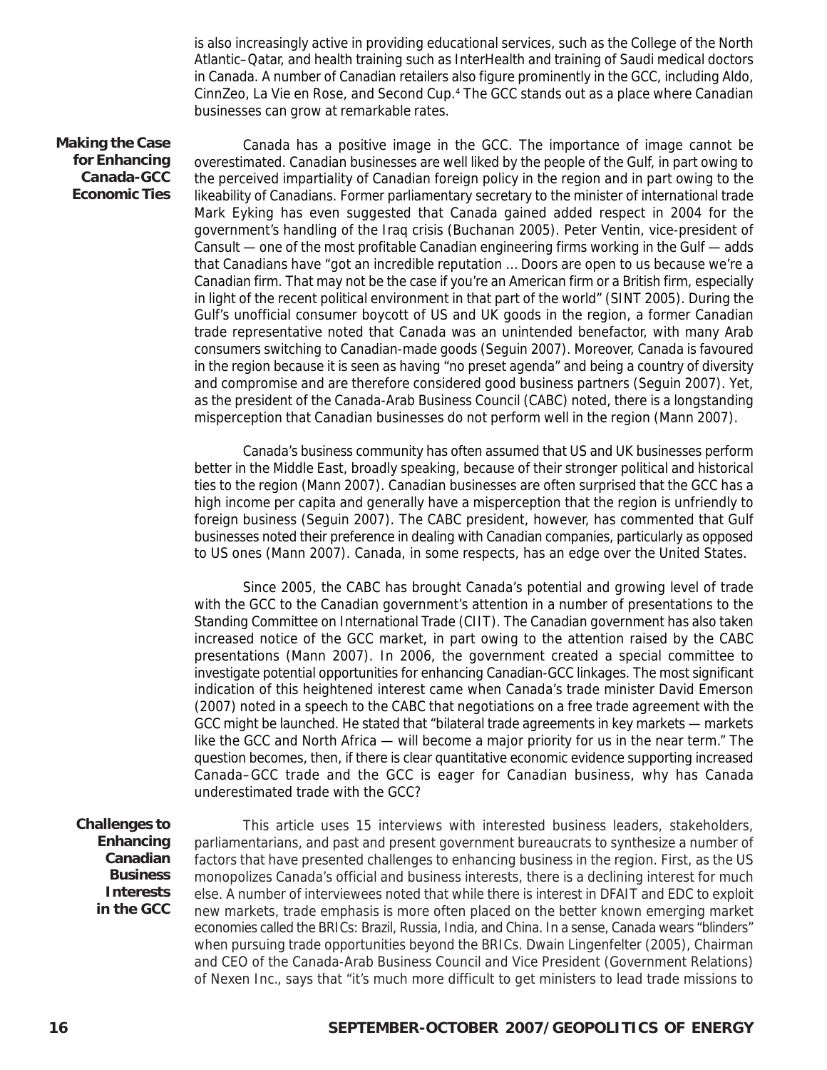is also increasingly active in providing educational services, such as the College of the North Atlantic–Qatar, and health training such as InterHealth and training of Saudi medical doctors in Canada. A number of Canadian retailers also figure prominently in the GCC, including Aldo, CinnZeo, La Vie en Rose, and Second Cup.[4] The GCC stands out as a place where Canadian businesses can grow at remarkable rates.

## Making the Case for Enhancing Canada-GCC Economic Ties

Canada has a positive image in the GCC. The importance of image cannot be overestimated. Canadian businesses are well liked by the people of the Gulf, in part owing to the perceived impartiality of Canadian foreign policy in the region and in part owing to the likeability of Canadians. Former parliamentary secretary to the minister of international trade Mark Eyking has even suggested that Canada gained added respect in 2004 for the government's handling of the Iraq crisis (Buchanan 2005). Peter Ventin, vice-president of Cansult — one of the most profitable Canadian engineering firms working in the Gulf — adds that Canadians have "got an incredible reputation ... Doors are open to us because we're a Canadian firm. That may not be the case if you're an American firm or a British firm, especially in light of the recent political environment in that part of the world" (SINT 2005). During the Gulf's unofficial consumer boycott of US and UK goods in the region, a former Canadian trade representative noted that Canada was an unintended benefactor, with many Arab consumers switching to Canadian-made goods (Seguin 2007). Moreover, Canada is favoured in the region because it is seen as having "no preset agenda" and being a country of diversity and compromise and are therefore considered good business partners (Seguin 2007). Yet, as the president of the Canada-Arab Business Council (CABC) noted, there is a longstanding misperception that Canadian businesses do not perform well in the region (Mann 2007).

Canada's business community has often assumed that US and UK businesses perform better in the Middle East, broadly speaking, because of their stronger political and historical ties to the region (Mann 2007). Canadian businesses are often surprised that the GCC has a high income per capita and generally have a misperception that the region is unfriendly to foreign business (Seguin 2007). The CABC president, however, has commented that Gulf businesses noted their preference in dealing with Canadian companies, particularly as opposed to US ones (Mann 2007). Canada, in some respects, has an edge over the United States.

Since 2005, the CABC has brought Canada's potential and growing level of trade with the GCC to the Canadian government's attention in a number of presentations to the Standing Committee on International Trade (CIIT). The Canadian government has also taken increased notice of the GCC market, in part owing to the attention raised by the CABC presentations (Mann 2007). In 2006, the government created a special committee to investigate potential opportunities for enhancing Canadian-GCC linkages. The most significant indication of this heightened interest came when Canada's trade minister David Emerson (2007) noted in a speech to the CABC that negotiations on a free trade agreement with the GCC might be launched. He stated that "bilateral trade agreements in key markets — markets like the GCC and North Africa — will become a major priority for us in the near term." The question becomes, then, if there is clear quantitative economic evidence supporting increased Canada–GCC trade and the GCC is eager for Canadian business, why has Canada underestimated trade with the GCC?

## Challenges to Enhancing Canadian Business Interests in the GCC

This article uses 15 interviews with interested business leaders, stakeholders, parliamentarians, and past and present government bureaucrats to synthesize a number of factors that have presented challenges to enhancing business in the region. First, as the US monopolizes Canada's official and business interests, there is a declining interest for much else. A number of interviewees noted that while there is interest in DFAIT and EDC to exploit new markets, trade emphasis is more often placed on the better known emerging market economies called the BRICs: Brazil, Russia, India, and China. In a sense, Canada wears "blinders" when pursuing trade opportunities beyond the BRICs. Dwain Lingenfelter (2005), Chairman and CEO of the Canada-Arab Business Council and Vice President (Government Relations) of Nexen Inc., says that "it's much more difficult to get ministers to lead trade missions to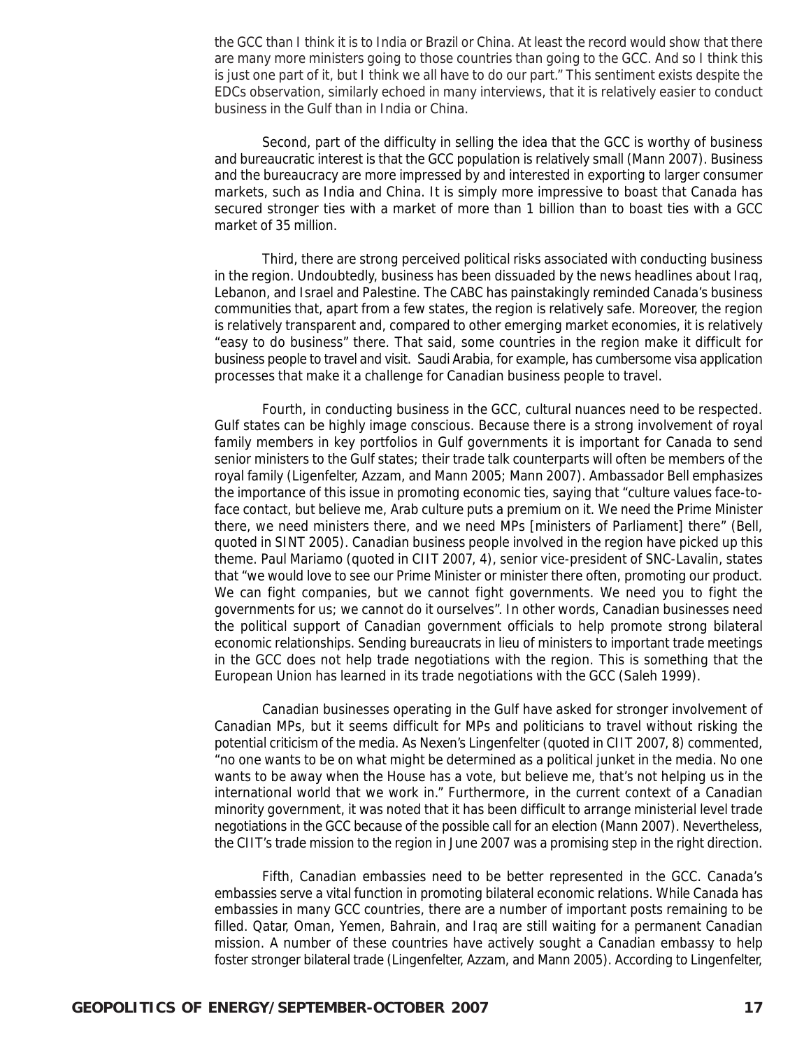the GCC than I think it is to India or Brazil or China. At least the record would show that there are many more ministers going to those countries than going to the GCC. And so I think this is just one part of it, but I think we all have to do our part." This sentiment exists despite the EDCs observation, similarly echoed in many interviews, that it is relatively easier to conduct business in the Gulf than in India or China.

Second, part of the difficulty in selling the idea that the GCC is worthy of business and bureaucratic interest is that the GCC population is relatively small (Mann 2007). Business and the bureaucracy are more impressed by and interested in exporting to larger consumer markets, such as India and China. It is simply more impressive to boast that Canada has secured stronger ties with a market of more than 1 billion than to boast ties with a GCC market of 35 million.

Third, there are strong perceived political risks associated with conducting business in the region. Undoubtedly, business has been dissuaded by the news headlines about Iraq, Lebanon, and Israel and Palestine. The CABC has painstakingly reminded Canada's business communities that, apart from a few states, the region is relatively safe. Moreover, the region is relatively transparent and, compared to other emerging market economies, it is relatively "easy to do business" there. That said, some countries in the region make it difficult for business people to travel and visit. Saudi Arabia, for example, has cumbersome visa application processes that make it a challenge for Canadian business people to travel.

Fourth, in conducting business in the GCC, cultural nuances need to be respected. Gulf states can be highly image conscious. Because there is a strong involvement of royal family members in key portfolios in Gulf governments it is important for Canada to send senior ministers to the Gulf states; their trade talk counterparts will often be members of the royal family (Ligenfelter, Azzam, and Mann 2005; Mann 2007). Ambassador Bell emphasizes the importance of this issue in promoting economic ties, saying that "culture values face-to-face contact, but believe me, Arab culture puts a premium on it. We need the Prime Minister there, we need ministers there, and we need MPs [ministers of Parliament] there" (Bell, quoted in SINT 2005). Canadian business people involved in the region have picked up this theme. Paul Mariamo (quoted in CIIT 2007, 4), senior vice-president of SNC-Lavalin, states that "we would love to see our Prime Minister or minister there often, promoting our product. We can fight companies, but we cannot fight governments. We need you to fight the governments for us; we cannot do it ourselves". In other words, Canadian businesses need the political support of Canadian government officials to help promote strong bilateral economic relationships. Sending bureaucrats in lieu of ministers to important trade meetings in the GCC does not help trade negotiations with the region. This is something that the European Union has learned in its trade negotiations with the GCC (Saleh 1999).

Canadian businesses operating in the Gulf have asked for stronger involvement of Canadian MPs, but it seems difficult for MPs and politicians to travel without risking the potential criticism of the media. As Nexen's Lingenfelter (quoted in CIIT 2007, 8) commented, "no one wants to be on what might be determined as a political junket in the media. No one wants to be away when the House has a vote, but believe me, that's not helping us in the international world that we work in." Furthermore, in the current context of a Canadian minority government, it was noted that it has been difficult to arrange ministerial level trade negotiations in the GCC because of the possible call for an election (Mann 2007). Nevertheless, the CIIT's trade mission to the region in June 2007 was a promising step in the right direction.

Fifth, Canadian embassies need to be better represented in the GCC. Canada's embassies serve a vital function in promoting bilateral economic relations. While Canada has embassies in many GCC countries, there are a number of important posts remaining to be filled. Qatar, Oman, Yemen, Bahrain, and Iraq are still waiting for a permanent Canadian mission. A number of these countries have actively sought a Canadian embassy to help foster stronger bilateral trade (Lingenfelter, Azzam, and Mann 2005). According to Lingenfelter,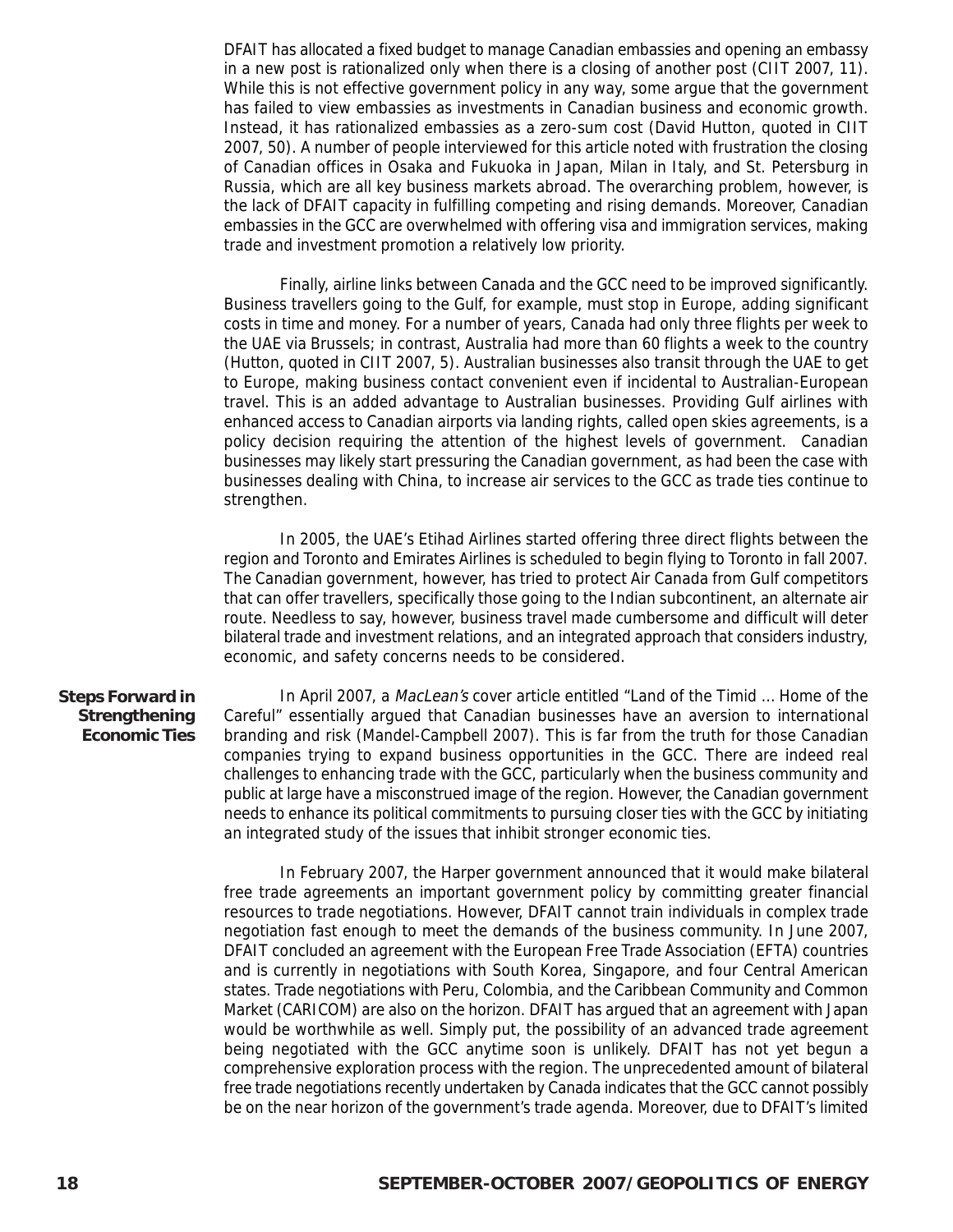DFAIT has allocated a fixed budget to manage Canadian embassies and opening an embassy in a new post is rationalized only when there is a closing of another post (CIIT 2007, 11). While this is not effective government policy in any way, some argue that the government has failed to view embassies as investments in Canadian business and economic growth. Instead, it has rationalized embassies as a zero-sum cost (David Hutton, quoted in CIIT 2007, 50). A number of people interviewed for this article noted with frustration the closing of Canadian offices in Osaka and Fukuoka in Japan, Milan in Italy, and St. Petersburg in Russia, which are all key business markets abroad. The overarching problem, however, is the lack of DFAIT capacity in fulfilling competing and rising demands. Moreover, Canadian embassies in the GCC are overwhelmed with offering visa and immigration services, making trade and investment promotion a relatively low priority.

Finally, airline links between Canada and the GCC need to be improved significantly. Business travellers going to the Gulf, for example, must stop in Europe, adding significant costs in time and money. For a number of years, Canada had only three flights per week to the UAE via Brussels; in contrast, Australia had more than 60 flights a week to the country (Hutton, quoted in CIIT 2007, 5). Australian businesses also transit through the UAE to get to Europe, making business contact convenient even if incidental to Australian-European travel. This is an added advantage to Australian businesses. Providing Gulf airlines with enhanced access to Canadian airports via landing rights, called open skies agreements, is a policy decision requiring the attention of the highest levels of government. Canadian businesses may likely start pressuring the Canadian government, as had been the case with businesses dealing with China, to increase air services to the GCC as trade ties continue to strengthen.

In 2005, the UAE's Etihad Airlines started offering three direct flights between the region and Toronto and Emirates Airlines is scheduled to begin flying to Toronto in fall 2007. The Canadian government, however, has tried to protect Air Canada from Gulf competitors that can offer travellers, specifically those going to the Indian subcontinent, an alternate air route. Needless to say, however, business travel made cumbersome and difficult will deter bilateral trade and investment relations, and an integrated approach that considers industry, economic, and safety concerns needs to be considered.

## Steps Forward in Strengthening Economic Ties

In April 2007, a *MacLean's* cover article entitled "Land of the Timid ... Home of the Careful" essentially argued that Canadian businesses have an aversion to international branding and risk (Mandel-Campbell 2007). This is far from the truth for those Canadian companies trying to expand business opportunities in the GCC. There are indeed real challenges to enhancing trade with the GCC, particularly when the business community and public at large have a misconstrued image of the region. However, the Canadian government needs to enhance its political commitments to pursuing closer ties with the GCC by initiating an integrated study of the issues that inhibit stronger economic ties.

In February 2007, the Harper government announced that it would make bilateral free trade agreements an important government policy by committing greater financial resources to trade negotiations. However, DFAIT cannot train individuals in complex trade negotiation fast enough to meet the demands of the business community. In June 2007, DFAIT concluded an agreement with the European Free Trade Association (EFTA) countries and is currently in negotiations with South Korea, Singapore, and four Central American states. Trade negotiations with Peru, Colombia, and the Caribbean Community and Common Market (CARICOM) are also on the horizon. DFAIT has argued that an agreement with Japan would be worthwhile as well. Simply put, the possibility of an advanced trade agreement being negotiated with the GCC anytime soon is unlikely. DFAIT has not yet begun a comprehensive exploration process with the region. The unprecedented amount of bilateral free trade negotiations recently undertaken by Canada indicates that the GCC cannot possibly be on the near horizon of the government's trade agenda. Moreover, due to DFAIT's limited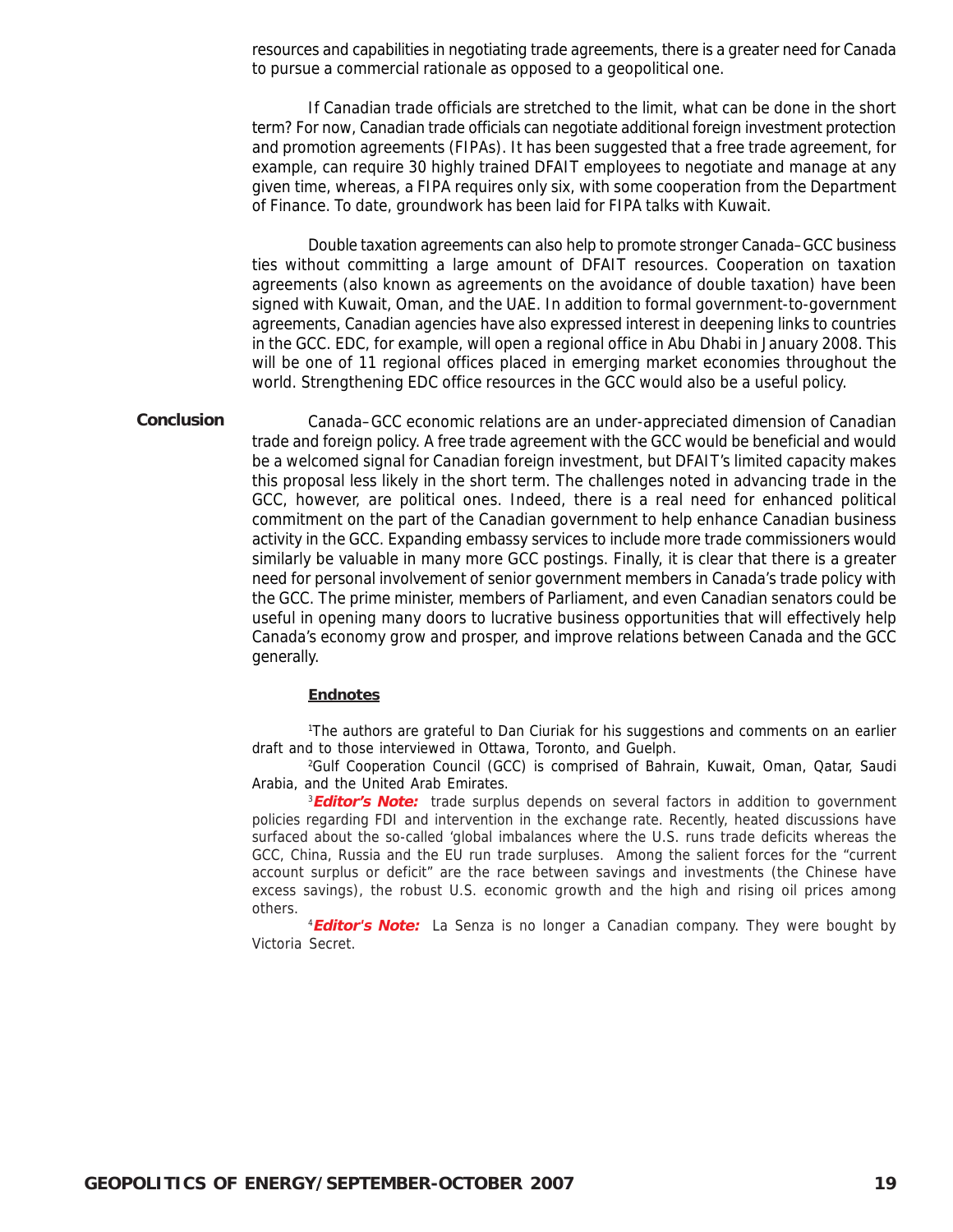resources and capabilities in negotiating trade agreements, there is a greater need for Canada to pursue a commercial rationale as opposed to a geopolitical one.

If Canadian trade officials are stretched to the limit, what can be done in the short term? For now, Canadian trade officials can negotiate additional foreign investment protection and promotion agreements (FIPAs). It has been suggested that a free trade agreement, for example, can require 30 highly trained DFAIT employees to negotiate and manage at any given time, whereas, a FIPA requires only six, with some cooperation from the Department of Finance. To date, groundwork has been laid for FIPA talks with Kuwait.

Double taxation agreements can also help to promote stronger Canada–GCC business ties without committing a large amount of DFAIT resources. Cooperation on taxation agreements (also known as agreements on the avoidance of double taxation) have been signed with Kuwait, Oman, and the UAE. In addition to formal government-to-government agreements, Canadian agencies have also expressed interest in deepening links to countries in the GCC. EDC, for example, will open a regional office in Abu Dhabi in January 2008. This will be one of 11 regional offices placed in emerging market economies throughout the world. Strengthening EDC office resources in the GCC would also be a useful policy.

## Conclusion

Canada–GCC economic relations are an under-appreciated dimension of Canadian trade and foreign policy. A free trade agreement with the GCC would be beneficial and would be a welcomed signal for Canadian foreign investment, but DFAIT's limited capacity makes this proposal less likely in the short term. The challenges noted in advancing trade in the GCC, however, are political ones. Indeed, there is a real need for enhanced political commitment on the part of the Canadian government to help enhance Canadian business activity in the GCC. Expanding embassy services to include more trade commissioners would similarly be valuable in many more GCC postings. Finally, it is clear that there is a greater need for personal involvement of senior government members in Canada's trade policy with the GCC. The prime minister, members of Parliament, and even Canadian senators could be useful in opening many doors to lucrative business opportunities that will effectively help Canada's economy grow and prosper, and improve relations between Canada and the GCC generally.

### Endnotes

[1]The authors are grateful to Dan Ciuriak for his suggestions and comments on an earlier draft and to those interviewed in Ottawa, Toronto, and Guelph.

[2]Gulf Cooperation Council (GCC) is comprised of Bahrain, Kuwait, Oman, Qatar, Saudi Arabia, and the United Arab Emirates.

[3]***Editor's Note:*** trade surplus depends on several factors in addition to government policies regarding FDI and intervention in the exchange rate. Recently, heated discussions have surfaced about the so-called 'global imbalances where the U.S. runs trade deficits whereas the GCC, China, Russia and the EU run trade surpluses. Among the salient forces for the "current account surplus or deficit" are the race between savings and investments (the Chinese have excess savings), the robust U.S. economic growth and the high and rising oil prices among others.

[4]***Editor's Note:*** La Senza is no longer a Canadian company. They were bought by Victoria Secret.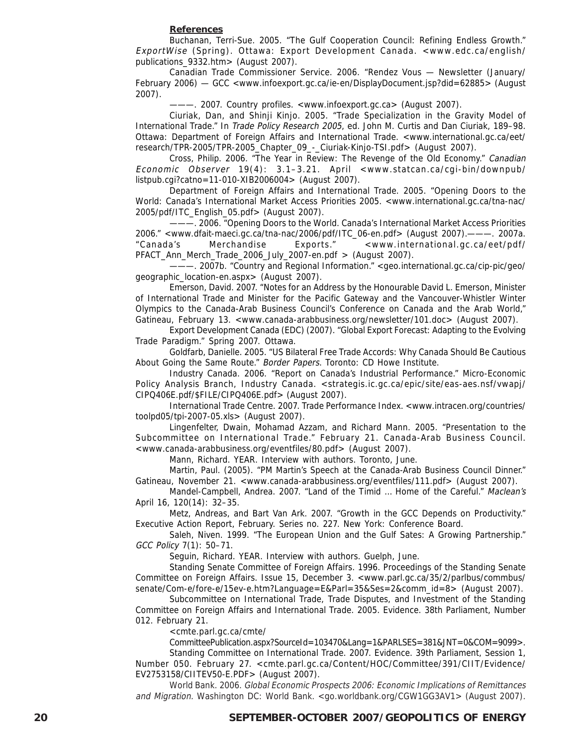**References**

Buchanan, Terri-Sue. 2005. "The Gulf Cooperation Council: Refining Endless Growth." *ExportWise* (Spring). Ottawa: Export Development Canada. <www.edc.ca/english/publications_9332.htm> (August 2007).

Canadian Trade Commissioner Service. 2006. "Rendez Vous — Newsletter (January/February 2006) — GCC <www.infoexport.gc.ca/ie-en/DisplayDocument.jsp?did=62885> (August 2007).

———. 2007. Country profiles. <www.infoexport.gc.ca> (August 2007).

Ciuriak, Dan, and Shinji Kinjo. 2005. "Trade Specialization in the Gravity Model of International Trade." In *Trade Policy Research 2005*, ed. John M. Curtis and Dan Ciuriak, 189–98. Ottawa: Department of Foreign Affairs and International Trade. <www.international.gc.ca/eet/research/TPR-2005/TPR-2005_Chapter_09_-_Ciuriak-Kinjo-TSI.pdf> (August 2007).

Cross, Philip. 2006. "The Year in Review: The Revenge of the Old Economy." *Canadian Economic Observer* 19(4): 3.1–3.21. April <www.statcan.ca/cgi-bin/downpub/listpub.cgi?catno=11-010-XIB2006004> (August 2007).

Department of Foreign Affairs and International Trade. 2005. "Opening Doors to the World: Canada's International Market Access Priorities 2005. <www.international.gc.ca/tna-nac/2005/pdf/ITC_English_05.pdf> (August 2007).

———. 2006. "Opening Doors to the World. Canada's International Market Access Priorities 2006." <www.dfait-maeci.gc.ca/tna-nac/2006/pdf/ITC_06-en.pdf> (August 2007).———. 2007a. "Canada's Merchandise Exports." <www.international.gc.ca/eet/pdf/PFACT_Ann_Merch_Trade_2006_July_2007-en.pdf > (August 2007).

———. 2007b. "Country and Regional Information." <geo.international.gc.ca/cip-pic/geo/geographic_location-en.aspx> (August 2007).

Emerson, David. 2007. "Notes for an Address by the Honourable David L. Emerson, Minister of International Trade and Minister for the Pacific Gateway and the Vancouver-Whistler Winter Olympics to the Canada-Arab Business Council's Conference on Canada and the Arab World," Gatineau, February 13. <www.canada-arabbusiness.org/newsletter/101.doc> (August 2007).

Export Development Canada (EDC) (2007). "Global Export Forecast: Adapting to the Evolving Trade Paradigm." Spring 2007. Ottawa.

Goldfarb, Danielle. 2005. "US Bilateral Free Trade Accords: Why Canada Should Be Cautious About Going the Same Route." *Border Papers*. Toronto: CD Howe Institute.

Industry Canada. 2006. "Report on Canada's Industrial Performance." Micro-Economic Policy Analysis Branch, Industry Canada. <strategis.ic.gc.ca/epic/site/eas-aes.nsf/vwapj/CIPQ406E.pdf/$FILE/CIPQ406E.pdf> (August 2007).

International Trade Centre. 2007. Trade Performance Index. <www.intracen.org/countries/toolpd05/tpi-2007-05.xls> (August 2007).

Lingenfelter, Dwain, Mohamad Azzam, and Richard Mann. 2005. "Presentation to the Subcommittee on International Trade." February 21. Canada-Arab Business Council. <www.canada-arabbusiness.org/eventfiles/80.pdf> (August 2007).

Mann, Richard. YEAR. Interview with authors. Toronto, June.

Martin, Paul. (2005). "PM Martin's Speech at the Canada-Arab Business Council Dinner." Gatineau, November 21. <www.canada-arabbusiness.org/eventfiles/111.pdf> (August 2007).

Mandel-Campbell, Andrea. 2007. "Land of the Timid … Home of the Careful." *Maclean's* April 16, 120(14): 32–35.

Metz, Andreas, and Bart Van Ark. 2007. "Growth in the GCC Depends on Productivity." Executive Action Report, February. Series no. 227. New York: Conference Board.

Saleh, Niven. 1999. "The European Union and the Gulf Sates: A Growing Partnership." *GCC Policy* 7(1): 50–71.

Seguin, Richard. YEAR. Interview with authors. Guelph, June.

Standing Senate Committee of Foreign Affairs. 1996. Proceedings of the Standing Senate Committee on Foreign Affairs. Issue 15, December 3. <www.parl.gc.ca/35/2/parlbus/commbus/senate/Com-e/fore-e/15ev-e.htm?Language=E&Parl=35&Ses=2&comm_id=8> (August 2007).

Subcommittee on International Trade, Trade Disputes, and Investment of the Standing Committee on Foreign Affairs and International Trade. 2005. Evidence. 38th Parliament, Number 012. February 21.
<cmte.parl.gc.ca/cmte/CommitteePublication.aspx?SourceId=103470&Lang=1&PARLSES=381&JNT=0&COM=9099>.

Standing Committee on International Trade. 2007. Evidence. 39th Parliament, Session 1, Number 050. February 27. <cmte.parl.gc.ca/Content/HOC/Committee/391/CIIT/Evidence/EV2753158/CIITEV50-E.PDF> (August 2007).

World Bank. 2006. *Global Economic Prospects 2006: Economic Implications of Remittances and Migration.* Washington DC: World Bank. <go.worldbank.org/CGW1GG3AV1> (August 2007).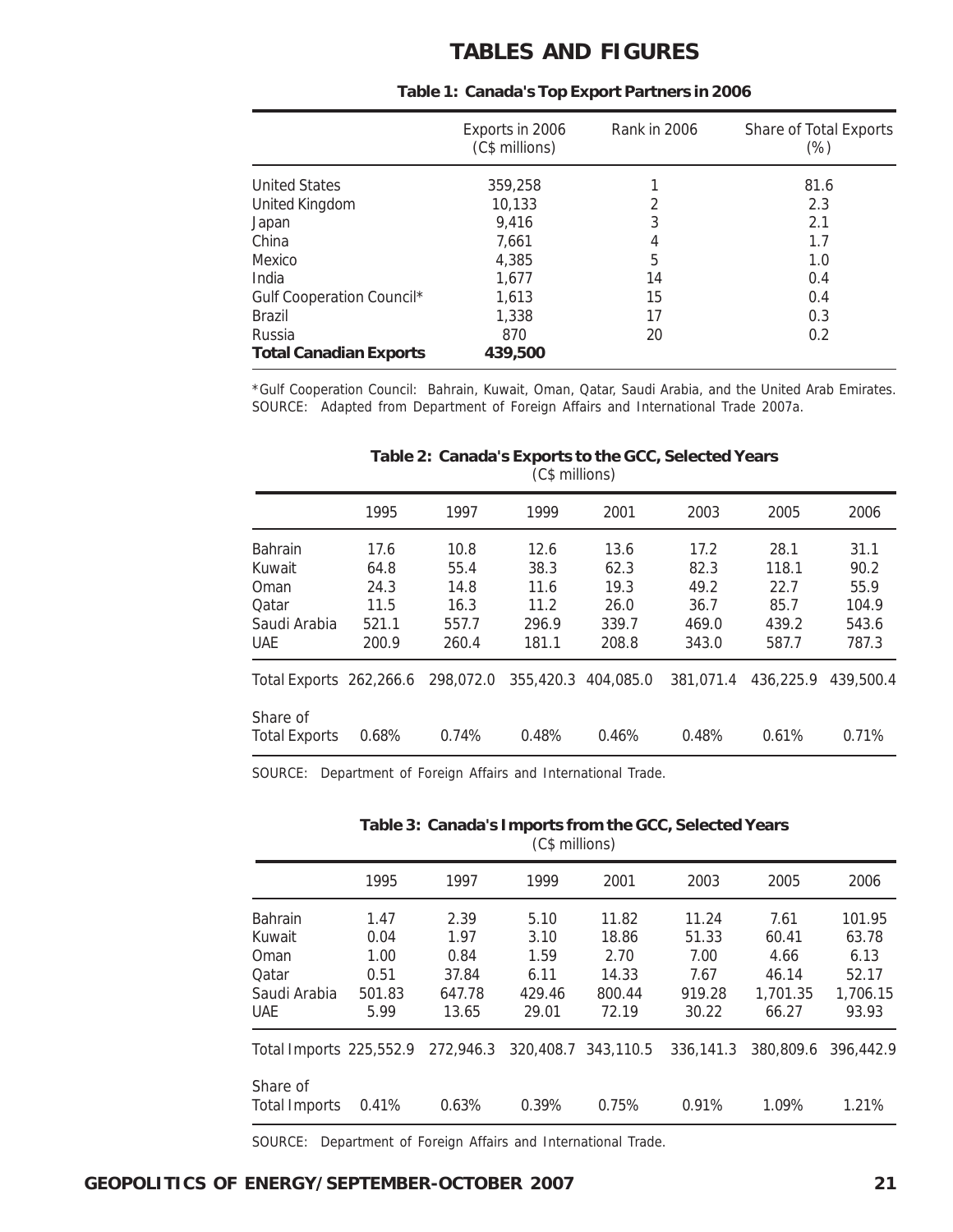# TABLES AND FIGURES

**Table 1: Canada's Top Export Partners in 2006**

| | Exports in 2006 (C$ millions) | Rank in 2006 | Share of Total Exports (%) |
|---|---|---|---|
| United States | 359,258 | 1 | 81.6 |
| United Kingdom | 10,133 | 2 | 2.3 |
| Japan | 9,416 | 3 | 2.1 |
| China | 7,661 | 4 | 1.7 |
| Mexico | 4,385 | 5 | 1.0 |
| India | 1,677 | 14 | 0.4 |
| Gulf Cooperation Council* | 1,613 | 15 | 0.4 |
| Brazil | 1,338 | 17 | 0.3 |
| Russia | 870 | 20 | 0.2 |
| **Total Canadian Exports** | **439,500** | | |

*Gulf Cooperation Council: Bahrain, Kuwait, Oman, Qatar, Saudi Arabia, and the United Arab Emirates.
SOURCE: Adapted from Department of Foreign Affairs and International Trade 2007a.

**Table 2: Canada's Exports to the GCC, Selected Years**
(C$ millions)

| | 1995 | 1997 | 1999 | 2001 | 2003 | 2005 | 2006 |
|---|---|---|---|---|---|---|---|
| Bahrain | 17.6 | 10.8 | 12.6 | 13.6 | 17.2 | 28.1 | 31.1 |
| Kuwait | 64.8 | 55.4 | 38.3 | 62.3 | 82.3 | 118.1 | 90.2 |
| Oman | 24.3 | 14.8 | 11.6 | 19.3 | 49.2 | 22.7 | 55.9 |
| Qatar | 11.5 | 16.3 | 11.2 | 26.0 | 36.7 | 85.7 | 104.9 |
| Saudi Arabia | 521.1 | 557.7 | 296.9 | 339.7 | 469.0 | 439.2 | 543.6 |
| UAE | 200.9 | 260.4 | 181.1 | 208.8 | 343.0 | 587.7 | 787.3 |
| Total Exports | 262,266.6 | 298,072.0 | 355,420.3 | 404,085.0 | 381,071.4 | 436,225.9 | 439,500.4 |
| Share of Total Exports | 0.68% | 0.74% | 0.48% | 0.46% | 0.48% | 0.61% | 0.71% |

SOURCE: Department of Foreign Affairs and International Trade.

**Table 3: Canada's Imports from the GCC, Selected Years**
(C$ millions)

| | 1995 | 1997 | 1999 | 2001 | 2003 | 2005 | 2006 |
|---|---|---|---|---|---|---|---|
| Bahrain | 1.47 | 2.39 | 5.10 | 11.82 | 11.24 | 7.61 | 101.95 |
| Kuwait | 0.04 | 1.97 | 3.10 | 18.86 | 51.33 | 60.41 | 63.78 |
| Oman | 1.00 | 0.84 | 1.59 | 2.70 | 7.00 | 4.66 | 6.13 |
| Qatar | 0.51 | 37.84 | 6.11 | 14.33 | 7.67 | 46.14 | 52.17 |
| Saudi Arabia | 501.83 | 647.78 | 429.46 | 800.44 | 919.28 | 1,701.35 | 1,706.15 |
| UAE | 5.99 | 13.65 | 29.01 | 72.19 | 30.22 | 66.27 | 93.93 |
| Total Imports | 225,552.9 | 272,946.3 | 320,408.7 | 343,110.5 | 336,141.3 | 380,809.6 | 396,442.9 |
| Share of Total Imports | 0.41% | 0.63% | 0.39% | 0.75% | 0.91% | 1.09% | 1.21% |

SOURCE: Department of Foreign Affairs and International Trade.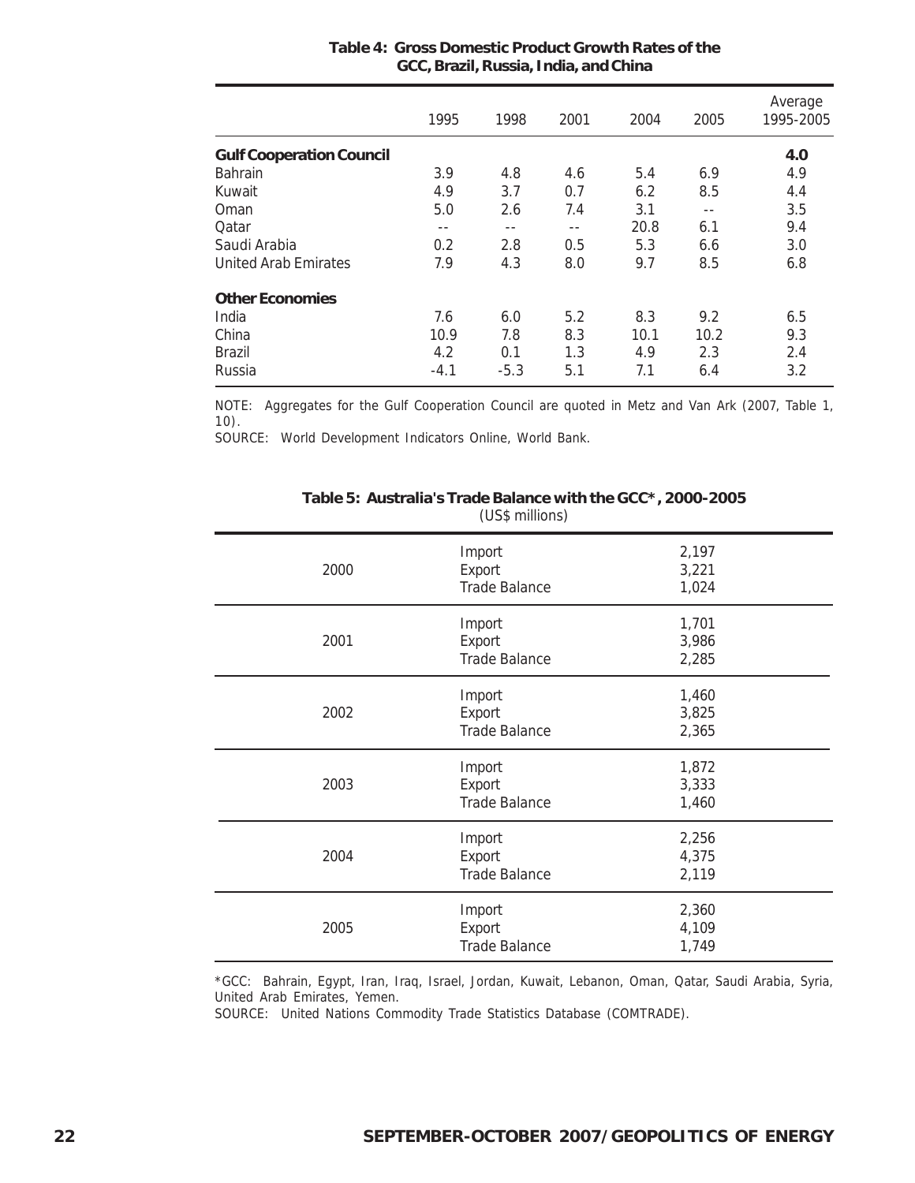**Table 4: Gross Domestic Product Growth Rates of the GCC, Brazil, Russia, India, and China**

| | 1995 | 1998 | 2001 | 2004 | 2005 | Average 1995-2005 |
|---|---|---|---|---|---|---|
| **Gulf Cooperation Council** | | | | | | **4.0** |
| Bahrain | 3.9 | 4.8 | 4.6 | 5.4 | 6.9 | 4.9 |
| Kuwait | 4.9 | 3.7 | 0.7 | 6.2 | 8.5 | 4.4 |
| Oman | 5.0 | 2.6 | 7.4 | 3.1 | -- | 3.5 |
| Qatar | -- | -- | -- | 20.8 | 6.1 | 9.4 |
| Saudi Arabia | 0.2 | 2.8 | 0.5 | 5.3 | 6.6 | 3.0 |
| United Arab Emirates | 7.9 | 4.3 | 8.0 | 9.7 | 8.5 | 6.8 |
| **Other Economies** | | | | | | |
| India | 7.6 | 6.0 | 5.2 | 8.3 | 9.2 | 6.5 |
| China | 10.9 | 7.8 | 8.3 | 10.1 | 10.2 | 9.3 |
| Brazil | 4.2 | 0.1 | 1.3 | 4.9 | 2.3 | 2.4 |
| Russia | -4.1 | -5.3 | 5.1 | 7.1 | 6.4 | 3.2 |

NOTE: Aggregates for the Gulf Cooperation Council are quoted in Metz and Van Ark (2007, Table 1, 10).
SOURCE: World Development Indicators Online, World Bank.

**Table 5: Australia's Trade Balance with the GCC*, 2000-2005**
(US$ millions)

| Year | | |
|---|---|---|
| 2000 | Import | 2,197 |
| | Export | 3,221 |
| | Trade Balance | 1,024 |
| 2001 | Import | 1,701 |
| | Export | 3,986 |
| | Trade Balance | 2,285 |
| 2002 | Import | 1,460 |
| | Export | 3,825 |
| | Trade Balance | 2,365 |
| 2003 | Import | 1,872 |
| | Export | 3,333 |
| | Trade Balance | 1,460 |
| 2004 | Import | 2,256 |
| | Export | 4,375 |
| | Trade Balance | 2,119 |
| 2005 | Import | 2,360 |
| | Export | 4,109 |
| | Trade Balance | 1,749 |

*GCC: Bahrain, Egypt, Iran, Iraq, Israel, Jordan, Kuwait, Lebanon, Oman, Qatar, Saudi Arabia, Syria, United Arab Emirates, Yemen.
SOURCE: United Nations Commodity Trade Statistics Database (COMTRADE).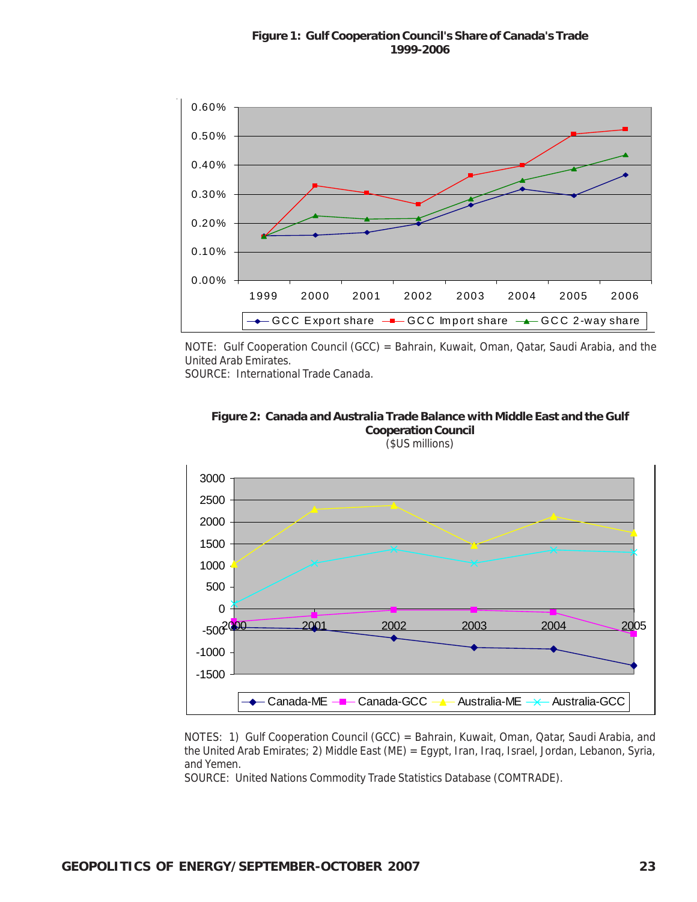**Figure 1: Gulf Cooperation Council's Share of Canada's Trade 1999-2006**

NOTE: Gulf Cooperation Council (GCC) = Bahrain, Kuwait, Oman, Qatar, Saudi Arabia, and the United Arab Emirates.
SOURCE: International Trade Canada.

**Figure 2: Canada and Australia Trade Balance with Middle East and the Gulf Cooperation Council**
($US millions)

NOTES: 1) Gulf Cooperation Council (GCC) = Bahrain, Kuwait, Oman, Qatar, Saudi Arabia, and the United Arab Emirates; 2) Middle East (ME) = Egypt, Iran, Iraq, Israel, Jordan, Lebanon, Syria, and Yemen.
SOURCE: United Nations Commodity Trade Statistics Database (COMTRADE).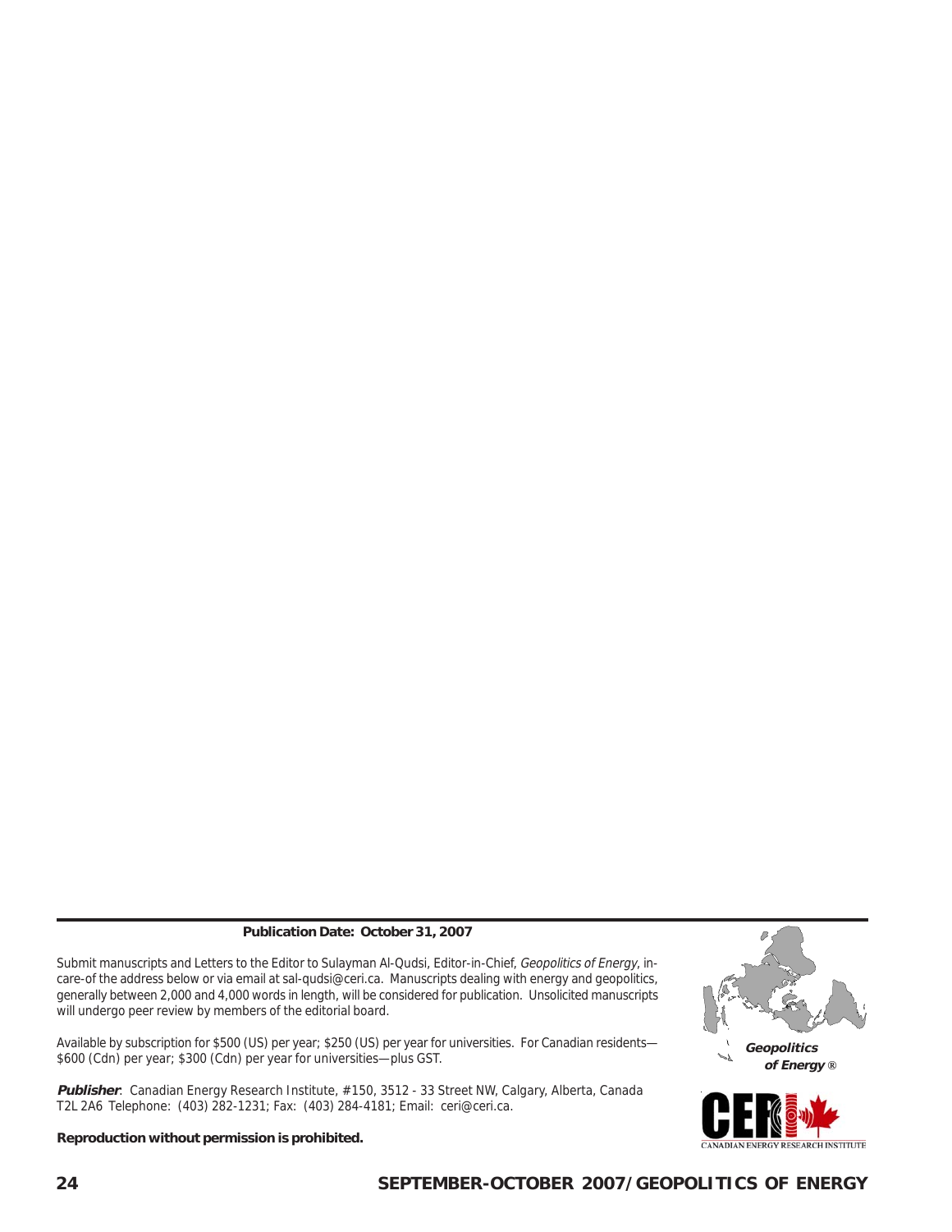**Publication Date: October 31, 2007**

Submit manuscripts and Letters to the Editor to Sulayman Al-Qudsi, Editor-in-Chief, *Geopolitics of Energy*, in-care-of the address below or via email at sal-qudsi@ceri.ca. Manuscripts dealing with energy and geopolitics, generally between 2,000 and 4,000 words in length, will be considered for publication. Unsolicited manuscripts will undergo peer review by members of the editorial board.

Available by subscription for $500 (US) per year; $250 (US) per year for universities. For Canadian residents—$600 (Cdn) per year; $300 (Cdn) per year for universities—plus GST.

***Publisher***: Canadian Energy Research Institute, #150, 3512 - 33 Street NW, Calgary, Alberta, Canada T2L 2A6 Telephone: (403) 282-1231; Fax: (403) 284-4181; Email: ceri@ceri.ca.

**Reproduction without permission is prohibited.**

**Geopolitics of Energy ®**

CANADIAN ENERGY RESEARCH INSTITUTE